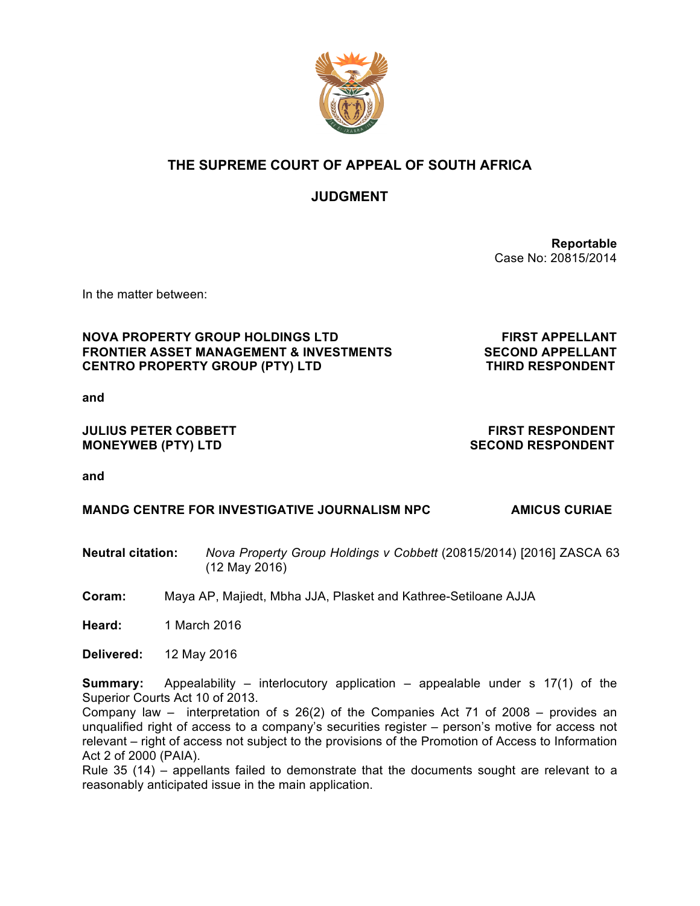# THE SUPREME COURT OF APPEAL OF SOUTH AFRICA

## JUDGMENT

**Reportable**
Case No: 20815/2014

In the matter between:

| | |
|---|---|
| **NOVA PROPERTY GROUP HOLDINGS LTD** | **FIRST APPELLANT** |
| **FRONTIER ASSET MANAGEMENT & INVESTMENTS** | **SECOND APPELLANT** |
| **CENTRO PROPERTY GROUP (PTY) LTD** | **THIRD RESPONDENT** |

**and**

| | |
|---|---|
| **JULIUS PETER COBBETT** | **FIRST RESPONDENT** |
| **MONEYWEB (PTY) LTD** | **SECOND RESPONDENT** |

**and**

| | |
|---|---|
| **MANDG CENTRE FOR INVESTIGATIVE JOURNALISM NPC** | **AMICUS CURIAE** |

**Neutral citation:** *Nova Property Group Holdings v Cobbett* (20815/2014) [2016] ZASCA 63 (12 May 2016)

**Coram:** Maya AP, Majiedt, Mbha JJA, Plasket and Kathree-Setiloane AJJA

**Heard:** 1 March 2016

**Delivered:** 12 May 2016

**Summary:** Appealability – interlocutory application – appealable under s 17(1) of the Superior Courts Act 10 of 2013.
Company law – interpretation of s 26(2) of the Companies Act 71 of 2008 – provides an unqualified right of access to a company's securities register – person's motive for access not relevant – right of access not subject to the provisions of the Promotion of Access to Information Act 2 of 2000 (PAIA).
Rule 35 (14) – appellants failed to demonstrate that the documents sought are relevant to a reasonably anticipated issue in the main application.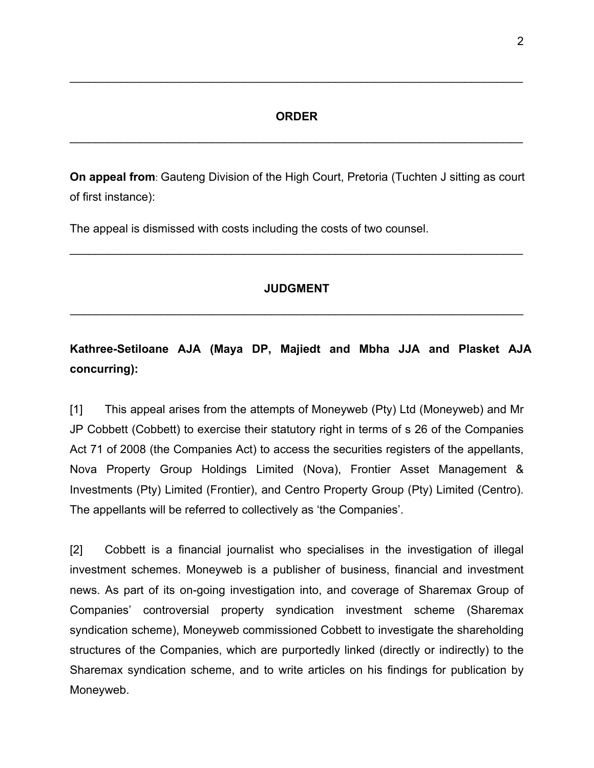## ORDER

**On appeal from**: Gauteng Division of the High Court, Pretoria (Tuchten J sitting as court of first instance):

The appeal is dismissed with costs including the costs of two counsel.

## JUDGMENT

**Kathree-Setiloane AJA (Maya DP, Majiedt and Mbha JJA and Plasket AJA concurring):**

[1] This appeal arises from the attempts of Moneyweb (Pty) Ltd (Moneyweb) and Mr JP Cobbett (Cobbett) to exercise their statutory right in terms of s 26 of the Companies Act 71 of 2008 (the Companies Act) to access the securities registers of the appellants, Nova Property Group Holdings Limited (Nova), Frontier Asset Management & Investments (Pty) Limited (Frontier), and Centro Property Group (Pty) Limited (Centro). The appellants will be referred to collectively as 'the Companies'.

[2] Cobbett is a financial journalist who specialises in the investigation of illegal investment schemes. Moneyweb is a publisher of business, financial and investment news. As part of its on-going investigation into, and coverage of Sharemax Group of Companies' controversial property syndication investment scheme (Sharemax syndication scheme), Moneyweb commissioned Cobbett to investigate the shareholding structures of the Companies, which are purportedly linked (directly or indirectly) to the Sharemax syndication scheme, and to write articles on his findings for publication by Moneyweb.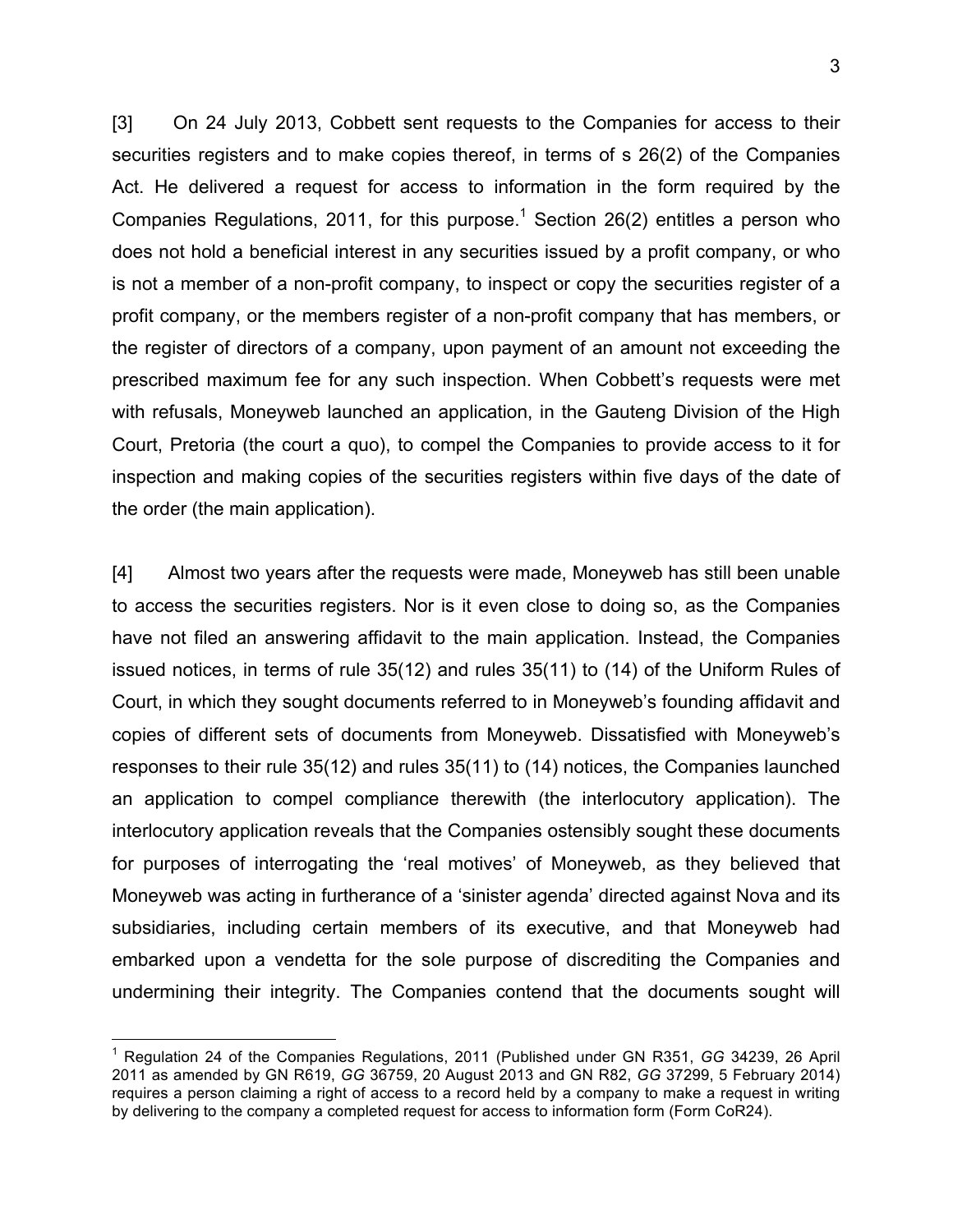[3] On 24 July 2013, Cobbett sent requests to the Companies for access to their securities registers and to make copies thereof, in terms of s 26(2) of the Companies Act. He delivered a request for access to information in the form required by the Companies Regulations, 2011, for this purpose.[1] Section 26(2) entitles a person who does not hold a beneficial interest in any securities issued by a profit company, or who is not a member of a non-profit company, to inspect or copy the securities register of a profit company, or the members register of a non-profit company that has members, or the register of directors of a company, upon payment of an amount not exceeding the prescribed maximum fee for any such inspection. When Cobbett's requests were met with refusals, Moneyweb launched an application, in the Gauteng Division of the High Court, Pretoria (the court a quo), to compel the Companies to provide access to it for inspection and making copies of the securities registers within five days of the date of the order (the main application).

[4] Almost two years after the requests were made, Moneyweb has still been unable to access the securities registers. Nor is it even close to doing so, as the Companies have not filed an answering affidavit to the main application. Instead, the Companies issued notices, in terms of rule 35(12) and rules 35(11) to (14) of the Uniform Rules of Court, in which they sought documents referred to in Moneyweb's founding affidavit and copies of different sets of documents from Moneyweb. Dissatisfied with Moneyweb's responses to their rule 35(12) and rules 35(11) to (14) notices, the Companies launched an application to compel compliance therewith (the interlocutory application). The interlocutory application reveals that the Companies ostensibly sought these documents for purposes of interrogating the 'real motives' of Moneyweb, as they believed that Moneyweb was acting in furtherance of a 'sinister agenda' directed against Nova and its subsidiaries, including certain members of its executive, and that Moneyweb had embarked upon a vendetta for the sole purpose of discrediting the Companies and undermining their integrity. The Companies contend that the documents sought will

[1] Regulation 24 of the Companies Regulations, 2011 (Published under GN R351, *GG* 34239, 26 April 2011 as amended by GN R619, *GG* 36759, 20 August 2013 and GN R82, *GG* 37299, 5 February 2014) requires a person claiming a right of access to a record held by a company to make a request in writing by delivering to the company a completed request for access to information form (Form CoR24).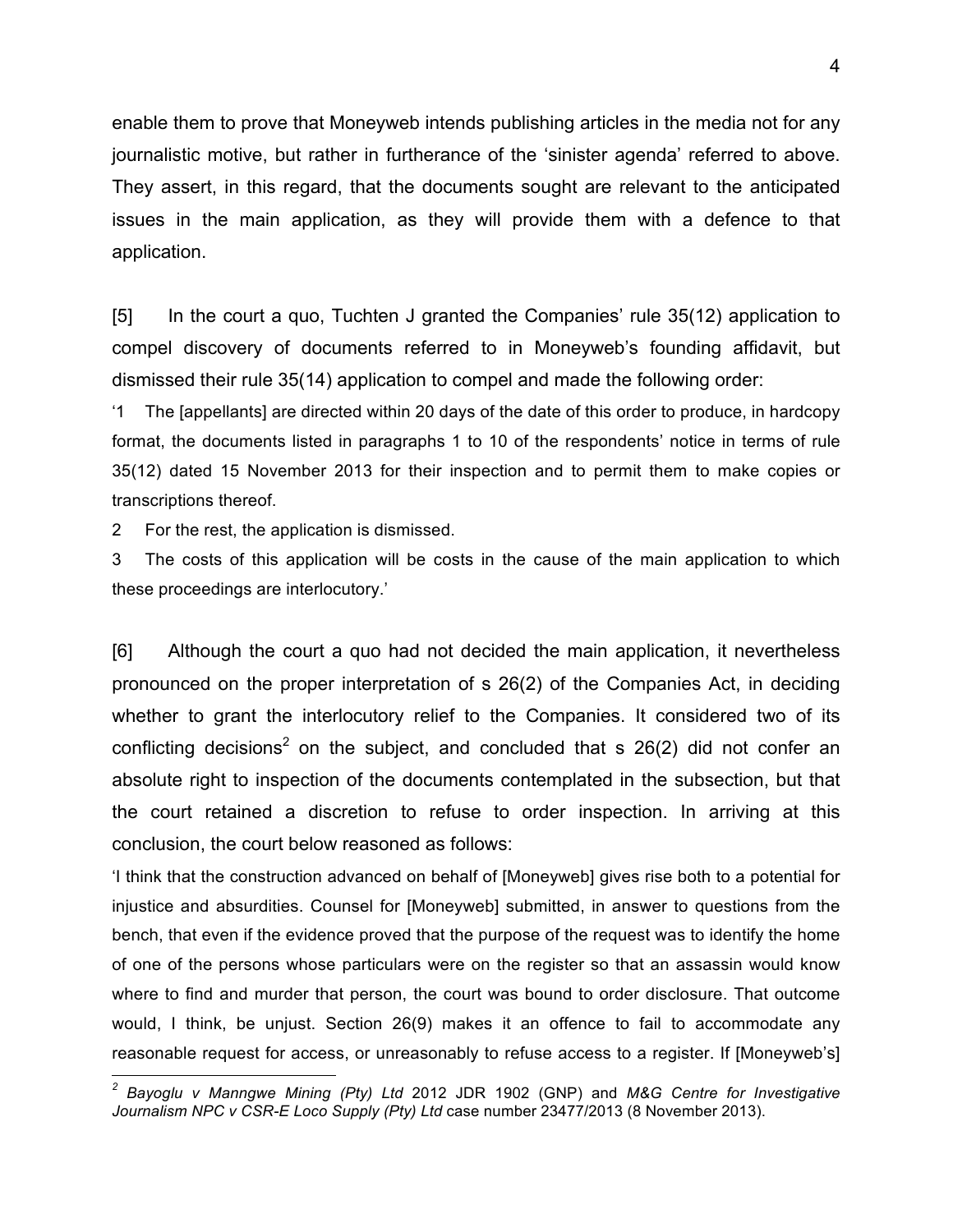enable them to prove that Moneyweb intends publishing articles in the media not for any journalistic motive, but rather in furtherance of the 'sinister agenda' referred to above. They assert, in this regard, that the documents sought are relevant to the anticipated issues in the main application, as they will provide them with a defence to that application.

[5] In the court a quo, Tuchten J granted the Companies' rule 35(12) application to compel discovery of documents referred to in Moneyweb's founding affidavit, but dismissed their rule 35(14) application to compel and made the following order:

'1 The [appellants] are directed within 20 days of the date of this order to produce, in hardcopy format, the documents listed in paragraphs 1 to 10 of the respondents' notice in terms of rule 35(12) dated 15 November 2013 for their inspection and to permit them to make copies or transcriptions thereof.

2 For the rest, the application is dismissed.

3 The costs of this application will be costs in the cause of the main application to which these proceedings are interlocutory.'

[6] Although the court a quo had not decided the main application, it nevertheless pronounced on the proper interpretation of s 26(2) of the Companies Act, in deciding whether to grant the interlocutory relief to the Companies. It considered two of its conflicting decisions[2] on the subject, and concluded that s 26(2) did not confer an absolute right to inspection of the documents contemplated in the subsection, but that the court retained a discretion to refuse to order inspection. In arriving at this conclusion, the court below reasoned as follows:

'I think that the construction advanced on behalf of [Moneyweb] gives rise both to a potential for injustice and absurdities. Counsel for [Moneyweb] submitted, in answer to questions from the bench, that even if the evidence proved that the purpose of the request was to identify the home of one of the persons whose particulars were on the register so that an assassin would know where to find and murder that person, the court was bound to order disclosure. That outcome would, I think, be unjust. Section 26(9) makes it an offence to fail to accommodate any reasonable request for access, or unreasonably to refuse access to a register. If [Moneyweb's]

---

[2] *Bayoglu v Manngwe Mining (Pty) Ltd* 2012 JDR 1902 (GNP) and *M&G Centre for Investigative Journalism NPC v CSR-E Loco Supply (Pty) Ltd* case number 23477/2013 (8 November 2013).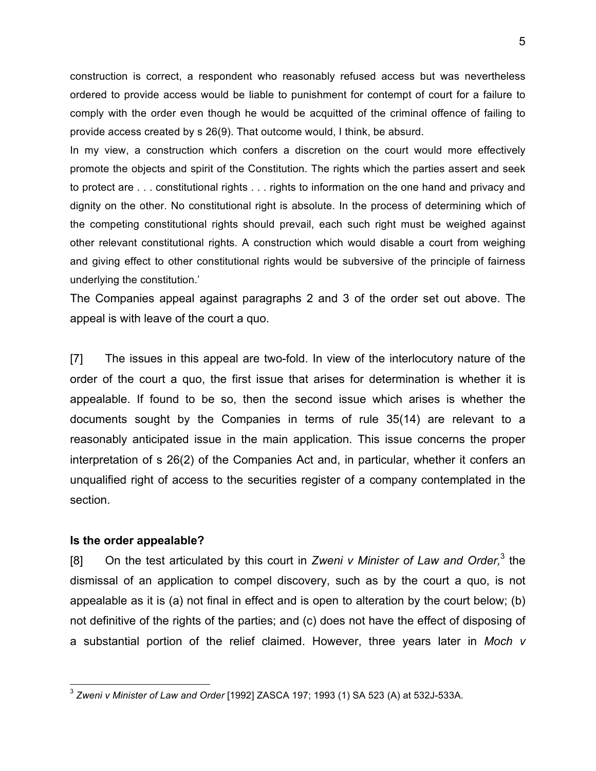construction is correct, a respondent who reasonably refused access but was nevertheless ordered to provide access would be liable to punishment for contempt of court for a failure to comply with the order even though he would be acquitted of the criminal offence of failing to provide access created by s 26(9). That outcome would, I think, be absurd.

In my view, a construction which confers a discretion on the court would more effectively promote the objects and spirit of the Constitution. The rights which the parties assert and seek to protect are . . . constitutional rights . . . rights to information on the one hand and privacy and dignity on the other. No constitutional right is absolute. In the process of determining which of the competing constitutional rights should prevail, each such right must be weighed against other relevant constitutional rights. A construction which would disable a court from weighing and giving effect to other constitutional rights would be subversive of the principle of fairness underlying the constitution.'

The Companies appeal against paragraphs 2 and 3 of the order set out above. The appeal is with leave of the court a quo.

[7] The issues in this appeal are two-fold. In view of the interlocutory nature of the order of the court a quo, the first issue that arises for determination is whether it is appealable. If found to be so, then the second issue which arises is whether the documents sought by the Companies in terms of rule 35(14) are relevant to a reasonably anticipated issue in the main application. This issue concerns the proper interpretation of s 26(2) of the Companies Act and, in particular, whether it confers an unqualified right of access to the securities register of a company contemplated in the section.

**Is the order appealable?**

[8] On the test articulated by this court in *Zweni v Minister of Law and Order,*[3] the dismissal of an application to compel discovery, such as by the court a quo, is not appealable as it is (a) not final in effect and is open to alteration by the court below; (b) not definitive of the rights of the parties; and (c) does not have the effect of disposing of a substantial portion of the relief claimed. However, three years later in *Moch v*

[3] *Zweni v Minister of Law and Order* [1992] ZASCA 197; 1993 (1) SA 523 (A) at 532J-533A.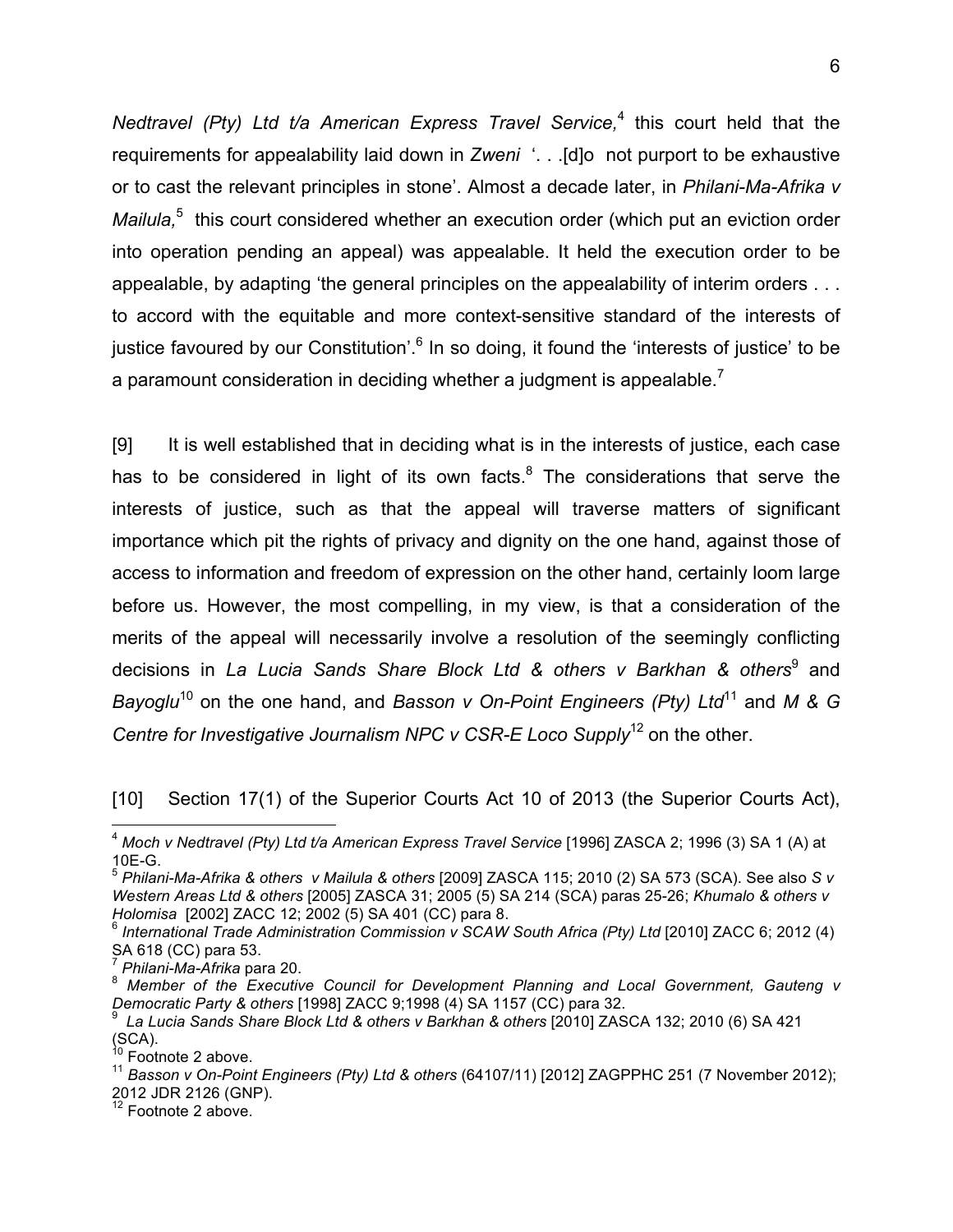*Nedtravel (Pty) Ltd t/a American Express Travel Service,*[4] this court held that the requirements for appealability laid down in *Zweni* '. . .[d]o not purport to be exhaustive or to cast the relevant principles in stone'. Almost a decade later, in *Philani-Ma-Afrika v Mailula,*[5] this court considered whether an execution order (which put an eviction order into operation pending an appeal) was appealable. It held the execution order to be appealable, by adapting 'the general principles on the appealability of interim orders . . . to accord with the equitable and more context-sensitive standard of the interests of justice favoured by our Constitution'.[6] In so doing, it found the 'interests of justice' to be a paramount consideration in deciding whether a judgment is appealable.[7]

[9] It is well established that in deciding what is in the interests of justice, each case has to be considered in light of its own facts.[8] The considerations that serve the interests of justice, such as that the appeal will traverse matters of significant importance which pit the rights of privacy and dignity on the one hand, against those of access to information and freedom of expression on the other hand, certainly loom large before us. However, the most compelling, in my view, is that a consideration of the merits of the appeal will necessarily involve a resolution of the seemingly conflicting decisions in *La Lucia Sands Share Block Ltd & others v Barkhan & others*[9] and *Bayoglu*[10] on the one hand, and *Basson v On-Point Engineers (Pty) Ltd*[11] and *M & G Centre for Investigative Journalism NPC v CSR-E Loco Supply*[12] on the other.

[10] Section 17(1) of the Superior Courts Act 10 of 2013 (the Superior Courts Act),

---

[4] *Moch v Nedtravel (Pty) Ltd t/a American Express Travel Service* [1996] ZASCA 2; 1996 (3) SA 1 (A) at 10E-G.

[5] *Philani-Ma-Afrika & others v Mailula & others* [2009] ZASCA 115; 2010 (2) SA 573 (SCA). See also *S v Western Areas Ltd & others* [2005] ZASCA 31; 2005 (5) SA 214 (SCA) paras 25-26; *Khumalo & others v Holomisa* [2002] ZACC 12; 2002 (5) SA 401 (CC) para 8.

[6] *International Trade Administration Commission v SCAW South Africa (Pty) Ltd* [2010] ZACC 6; 2012 (4) SA 618 (CC) para 53.

[7] *Philani-Ma-Afrika* para 20.

[8] *Member of the Executive Council for Development Planning and Local Government, Gauteng v Democratic Party & others* [1998] ZACC 9;1998 (4) SA 1157 (CC) para 32.

[9] *La Lucia Sands Share Block Ltd & others v Barkhan & others* [2010] ZASCA 132; 2010 (6) SA 421 (SCA).

[10] Footnote 2 above.

[11] *Basson v On-Point Engineers (Pty) Ltd & others* (64107/11) [2012] ZAGPPHC 251 (7 November 2012); 2012 JDR 2126 (GNP).

[12] Footnote 2 above.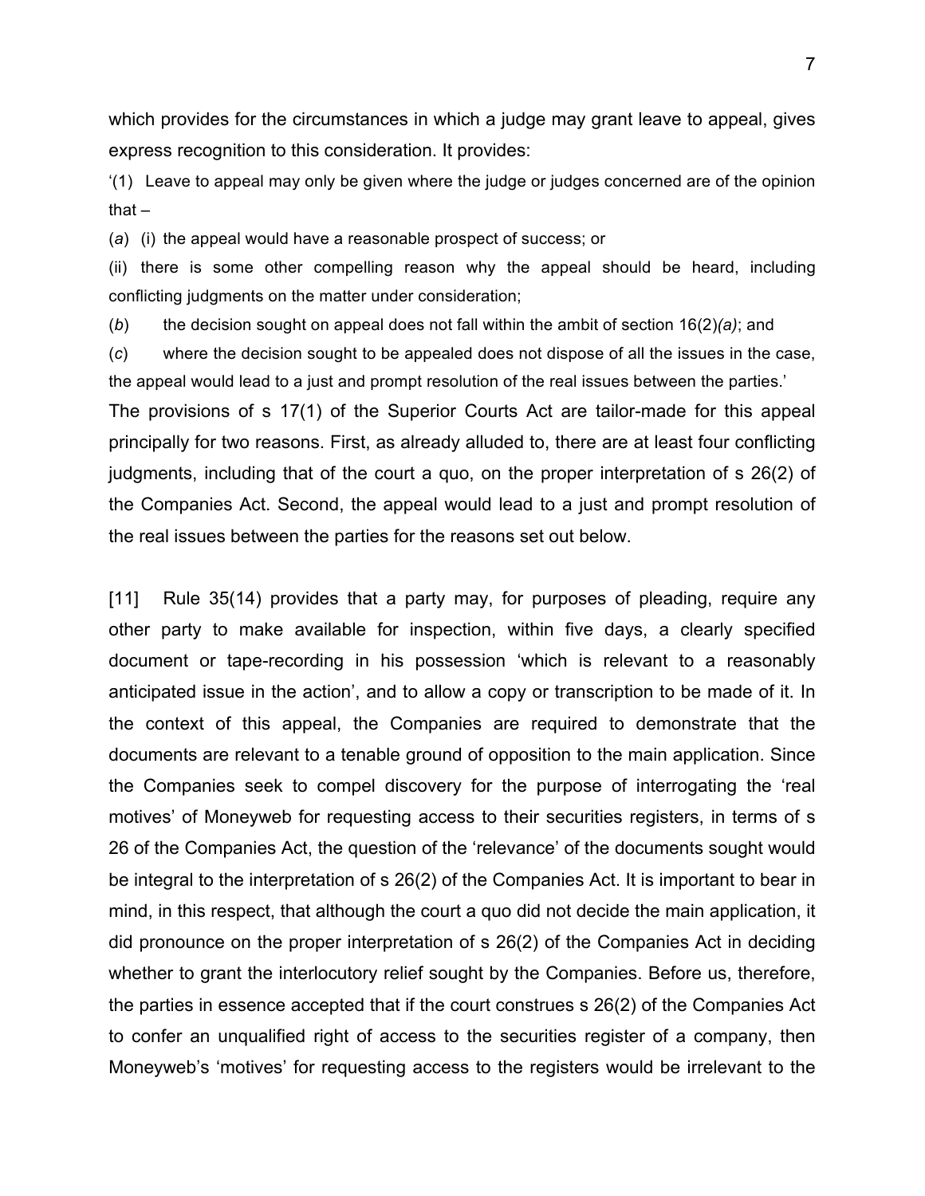which provides for the circumstances in which a judge may grant leave to appeal, gives express recognition to this consideration. It provides:

'(1) Leave to appeal may only be given where the judge or judges concerned are of the opinion that –

(*a*) (i) the appeal would have a reasonable prospect of success; or

(ii) there is some other compelling reason why the appeal should be heard, including conflicting judgments on the matter under consideration;

(*b*) the decision sought on appeal does not fall within the ambit of section 16(2)*(a)*; and

(*c*) where the decision sought to be appealed does not dispose of all the issues in the case, the appeal would lead to a just and prompt resolution of the real issues between the parties.'

The provisions of s 17(1) of the Superior Courts Act are tailor-made for this appeal principally for two reasons. First, as already alluded to, there are at least four conflicting judgments, including that of the court a quo, on the proper interpretation of s 26(2) of the Companies Act. Second, the appeal would lead to a just and prompt resolution of the real issues between the parties for the reasons set out below.

[11] Rule 35(14) provides that a party may, for purposes of pleading, require any other party to make available for inspection, within five days, a clearly specified document or tape-recording in his possession 'which is relevant to a reasonably anticipated issue in the action', and to allow a copy or transcription to be made of it. In the context of this appeal, the Companies are required to demonstrate that the documents are relevant to a tenable ground of opposition to the main application. Since the Companies seek to compel discovery for the purpose of interrogating the 'real motives' of Moneyweb for requesting access to their securities registers, in terms of s 26 of the Companies Act, the question of the 'relevance' of the documents sought would be integral to the interpretation of s 26(2) of the Companies Act. It is important to bear in mind, in this respect, that although the court a quo did not decide the main application, it did pronounce on the proper interpretation of s 26(2) of the Companies Act in deciding whether to grant the interlocutory relief sought by the Companies. Before us, therefore, the parties in essence accepted that if the court construes s 26(2) of the Companies Act to confer an unqualified right of access to the securities register of a company, then Moneyweb's 'motives' for requesting access to the registers would be irrelevant to the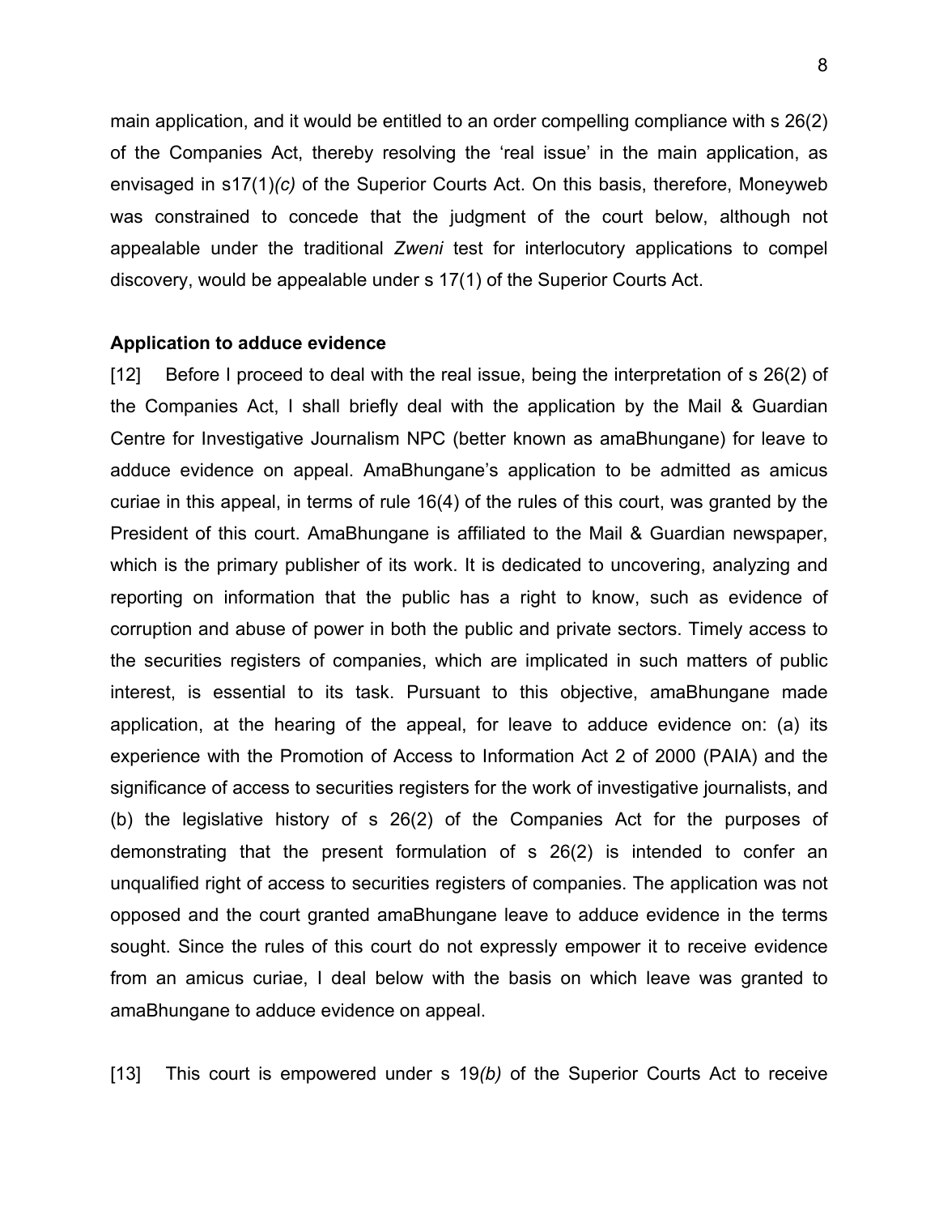main application, and it would be entitled to an order compelling compliance with s 26(2) of the Companies Act, thereby resolving the 'real issue' in the main application, as envisaged in s17(1)*(c)* of the Superior Courts Act. On this basis, therefore, Moneyweb was constrained to concede that the judgment of the court below, although not appealable under the traditional *Zweni* test for interlocutory applications to compel discovery, would be appealable under s 17(1) of the Superior Courts Act.

**Application to adduce evidence**

[12] Before I proceed to deal with the real issue, being the interpretation of s 26(2) of the Companies Act, I shall briefly deal with the application by the Mail & Guardian Centre for Investigative Journalism NPC (better known as amaBhungane) for leave to adduce evidence on appeal. AmaBhungane's application to be admitted as amicus curiae in this appeal, in terms of rule 16(4) of the rules of this court, was granted by the President of this court. AmaBhungane is affiliated to the Mail & Guardian newspaper, which is the primary publisher of its work. It is dedicated to uncovering, analyzing and reporting on information that the public has a right to know, such as evidence of corruption and abuse of power in both the public and private sectors. Timely access to the securities registers of companies, which are implicated in such matters of public interest, is essential to its task. Pursuant to this objective, amaBhungane made application, at the hearing of the appeal, for leave to adduce evidence on: (a) its experience with the Promotion of Access to Information Act 2 of 2000 (PAIA) and the significance of access to securities registers for the work of investigative journalists, and (b) the legislative history of s 26(2) of the Companies Act for the purposes of demonstrating that the present formulation of s 26(2) is intended to confer an unqualified right of access to securities registers of companies. The application was not opposed and the court granted amaBhungane leave to adduce evidence in the terms sought. Since the rules of this court do not expressly empower it to receive evidence from an amicus curiae, I deal below with the basis on which leave was granted to amaBhungane to adduce evidence on appeal.

[13] This court is empowered under s 19*(b)* of the Superior Courts Act to receive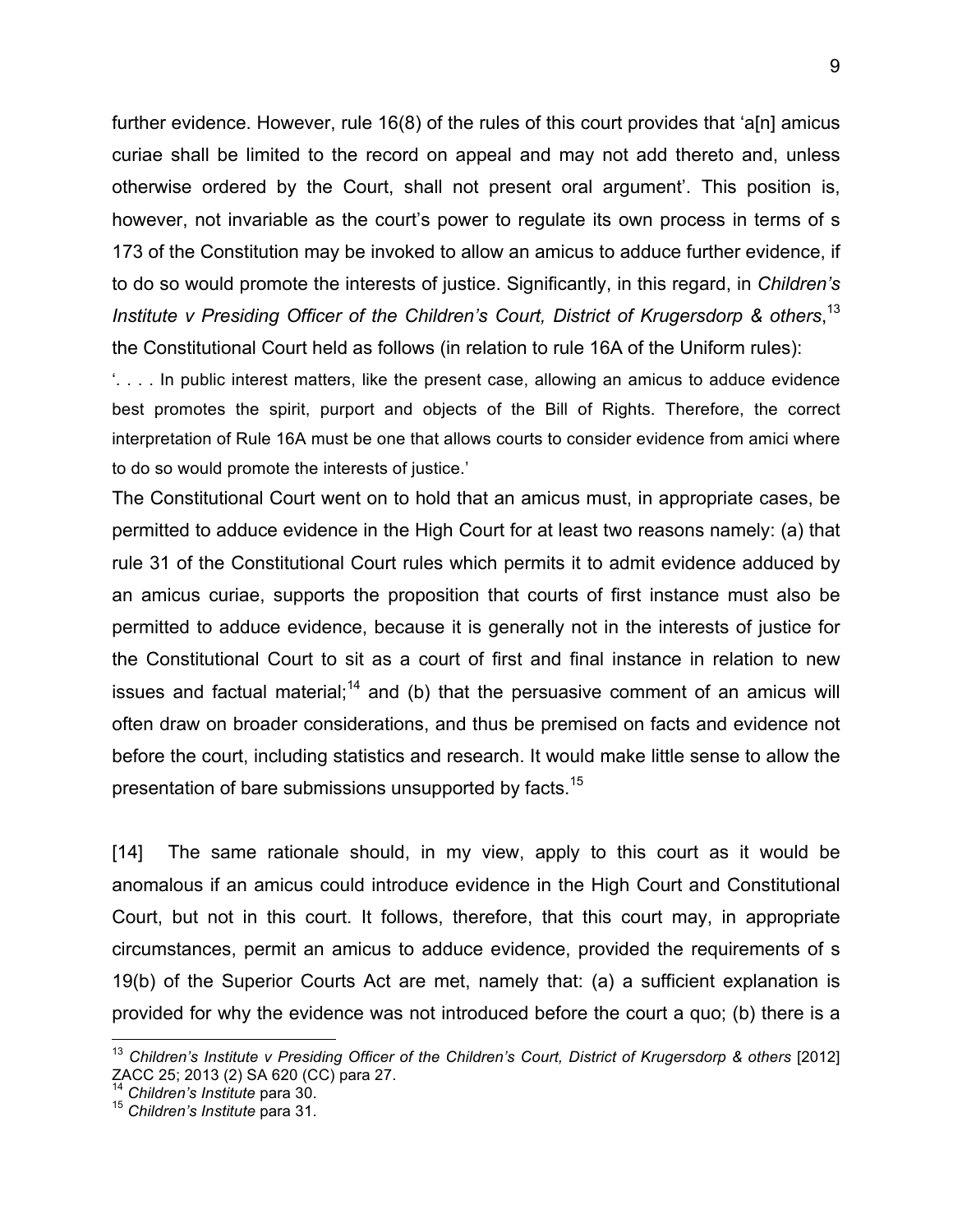further evidence. However, rule 16(8) of the rules of this court provides that 'a[n] amicus curiae shall be limited to the record on appeal and may not add thereto and, unless otherwise ordered by the Court, shall not present oral argument'. This position is, however, not invariable as the court's power to regulate its own process in terms of s 173 of the Constitution may be invoked to allow an amicus to adduce further evidence, if to do so would promote the interests of justice. Significantly, in this regard, in *Children's Institute v Presiding Officer of the Children's Court, District of Krugersdorp & others*,[13] the Constitutional Court held as follows (in relation to rule 16A of the Uniform rules):

> '. . . . In public interest matters, like the present case, allowing an amicus to adduce evidence best promotes the spirit, purport and objects of the Bill of Rights. Therefore, the correct interpretation of Rule 16A must be one that allows courts to consider evidence from amici where to do so would promote the interests of justice.'

The Constitutional Court went on to hold that an amicus must, in appropriate cases, be permitted to adduce evidence in the High Court for at least two reasons namely: (a) that rule 31 of the Constitutional Court rules which permits it to admit evidence adduced by an amicus curiae, supports the proposition that courts of first instance must also be permitted to adduce evidence, because it is generally not in the interests of justice for the Constitutional Court to sit as a court of first and final instance in relation to new issues and factual material;[14] and (b) that the persuasive comment of an amicus will often draw on broader considerations, and thus be premised on facts and evidence not before the court, including statistics and research. It would make little sense to allow the presentation of bare submissions unsupported by facts.[15]

[14] The same rationale should, in my view, apply to this court as it would be anomalous if an amicus could introduce evidence in the High Court and Constitutional Court, but not in this court. It follows, therefore, that this court may, in appropriate circumstances, permit an amicus to adduce evidence, provided the requirements of s 19(b) of the Superior Courts Act are met, namely that: (a) a sufficient explanation is provided for why the evidence was not introduced before the court a quo; (b) there is a

---

[13] *Children's Institute v Presiding Officer of the Children's Court, District of Krugersdorp & others* [2012] ZACC 25; 2013 (2) SA 620 (CC) para 27.

[14] *Children's Institute* para 30.

[15] *Children's Institute* para 31.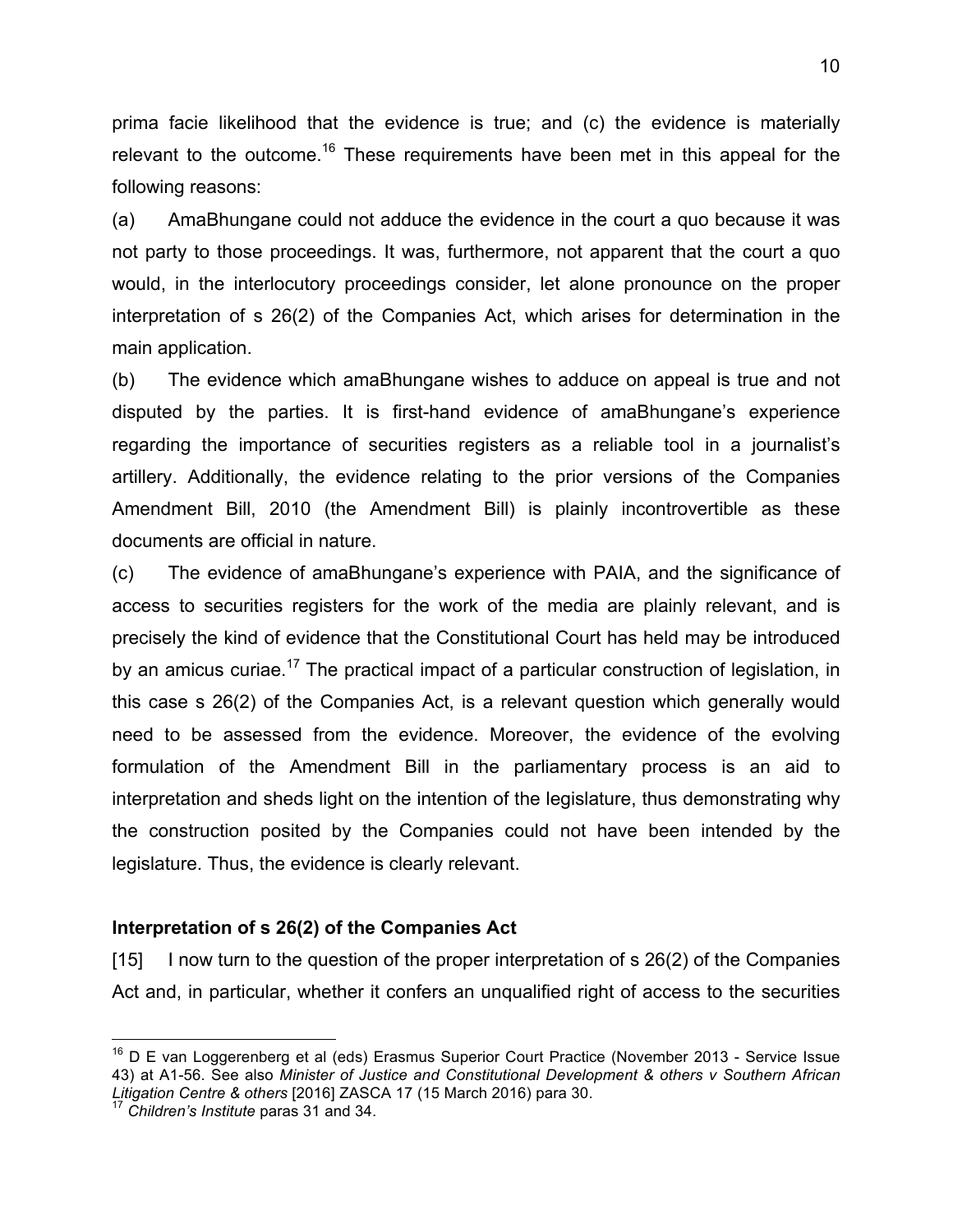prima facie likelihood that the evidence is true; and (c) the evidence is materially relevant to the outcome.[16] These requirements have been met in this appeal for the following reasons:

(a) AmaBhungane could not adduce the evidence in the court a quo because it was not party to those proceedings. It was, furthermore, not apparent that the court a quo would, in the interlocutory proceedings consider, let alone pronounce on the proper interpretation of s 26(2) of the Companies Act, which arises for determination in the main application.

(b) The evidence which amaBhungane wishes to adduce on appeal is true and not disputed by the parties. It is first-hand evidence of amaBhungane's experience regarding the importance of securities registers as a reliable tool in a journalist's artillery. Additionally, the evidence relating to the prior versions of the Companies Amendment Bill, 2010 (the Amendment Bill) is plainly incontrovertible as these documents are official in nature.

(c) The evidence of amaBhungane's experience with PAIA, and the significance of access to securities registers for the work of the media are plainly relevant, and is precisely the kind of evidence that the Constitutional Court has held may be introduced by an amicus curiae.[17] The practical impact of a particular construction of legislation, in this case s 26(2) of the Companies Act, is a relevant question which generally would need to be assessed from the evidence. Moreover, the evidence of the evolving formulation of the Amendment Bill in the parliamentary process is an aid to interpretation and sheds light on the intention of the legislature, thus demonstrating why the construction posited by the Companies could not have been intended by the legislature. Thus, the evidence is clearly relevant.

**Interpretation of s 26(2) of the Companies Act**

[15] I now turn to the question of the proper interpretation of s 26(2) of the Companies Act and, in particular, whether it confers an unqualified right of access to the securities

---

[16] D E van Loggerenberg et al (eds) Erasmus Superior Court Practice (November 2013 - Service Issue 43) at A1-56. See also *Minister of Justice and Constitutional Development & others v Southern African Litigation Centre & others* [2016] ZASCA 17 (15 March 2016) para 30.

[17] *Children's Institute* paras 31 and 34.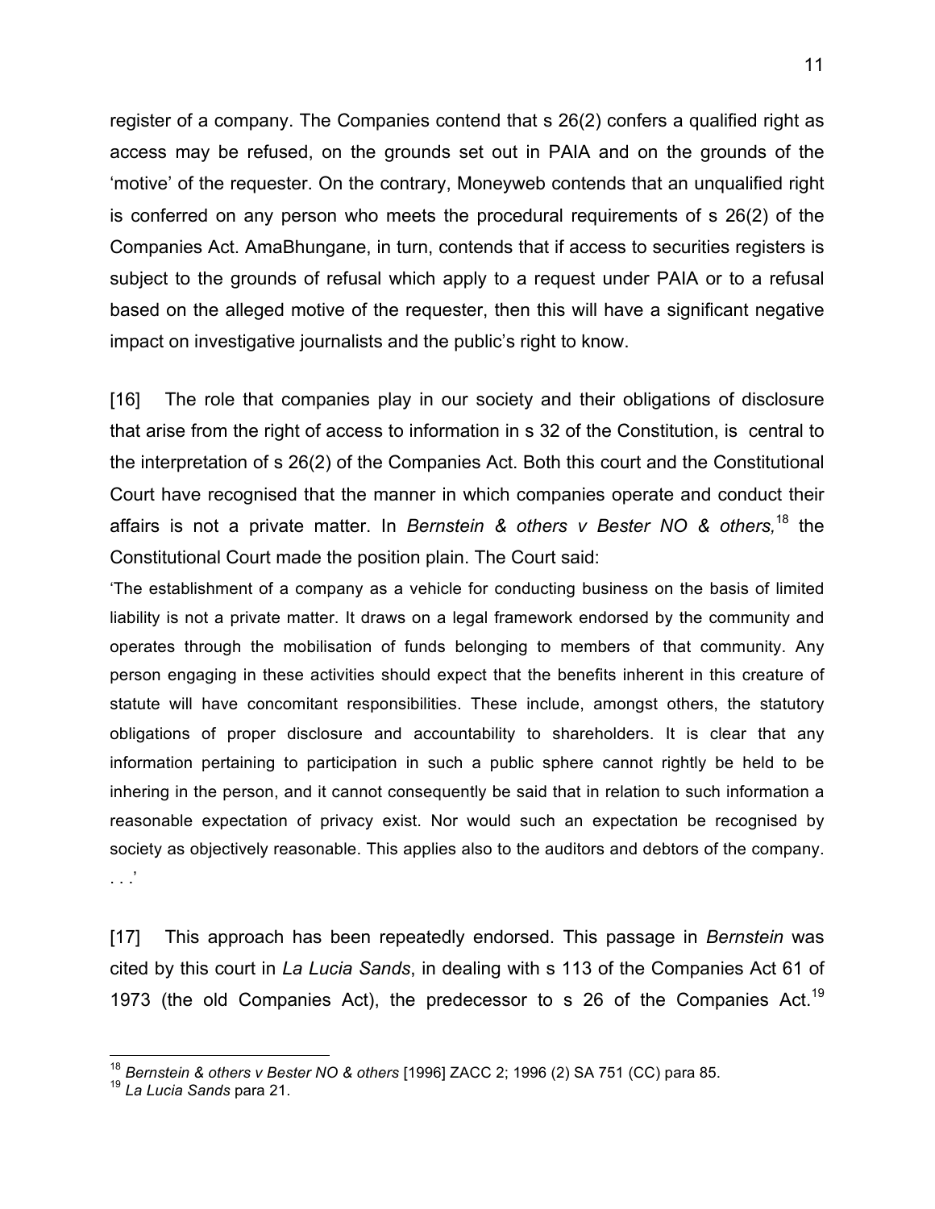register of a company. The Companies contend that s 26(2) confers a qualified right as access may be refused, on the grounds set out in PAIA and on the grounds of the 'motive' of the requester. On the contrary, Moneyweb contends that an unqualified right is conferred on any person who meets the procedural requirements of s 26(2) of the Companies Act. AmaBhungane, in turn, contends that if access to securities registers is subject to the grounds of refusal which apply to a request under PAIA or to a refusal based on the alleged motive of the requester, then this will have a significant negative impact on investigative journalists and the public's right to know.

[16] The role that companies play in our society and their obligations of disclosure that arise from the right of access to information in s 32 of the Constitution, is central to the interpretation of s 26(2) of the Companies Act. Both this court and the Constitutional Court have recognised that the manner in which companies operate and conduct their affairs is not a private matter. In *Bernstein & others v Bester NO & others,*[18] the Constitutional Court made the position plain. The Court said:

'The establishment of a company as a vehicle for conducting business on the basis of limited liability is not a private matter. It draws on a legal framework endorsed by the community and operates through the mobilisation of funds belonging to members of that community. Any person engaging in these activities should expect that the benefits inherent in this creature of statute will have concomitant responsibilities. These include, amongst others, the statutory obligations of proper disclosure and accountability to shareholders. It is clear that any information pertaining to participation in such a public sphere cannot rightly be held to be inhering in the person, and it cannot consequently be said that in relation to such information a reasonable expectation of privacy exist. Nor would such an expectation be recognised by society as objectively reasonable. This applies also to the auditors and debtors of the company. . . .'

[17] This approach has been repeatedly endorsed. This passage in *Bernstein* was cited by this court in *La Lucia Sands*, in dealing with s 113 of the Companies Act 61 of 1973 (the old Companies Act), the predecessor to s 26 of the Companies Act.[19]

---

[18] *Bernstein & others v Bester NO & others* [1996] ZACC 2; 1996 (2) SA 751 (CC) para 85.

[19] *La Lucia Sands* para 21.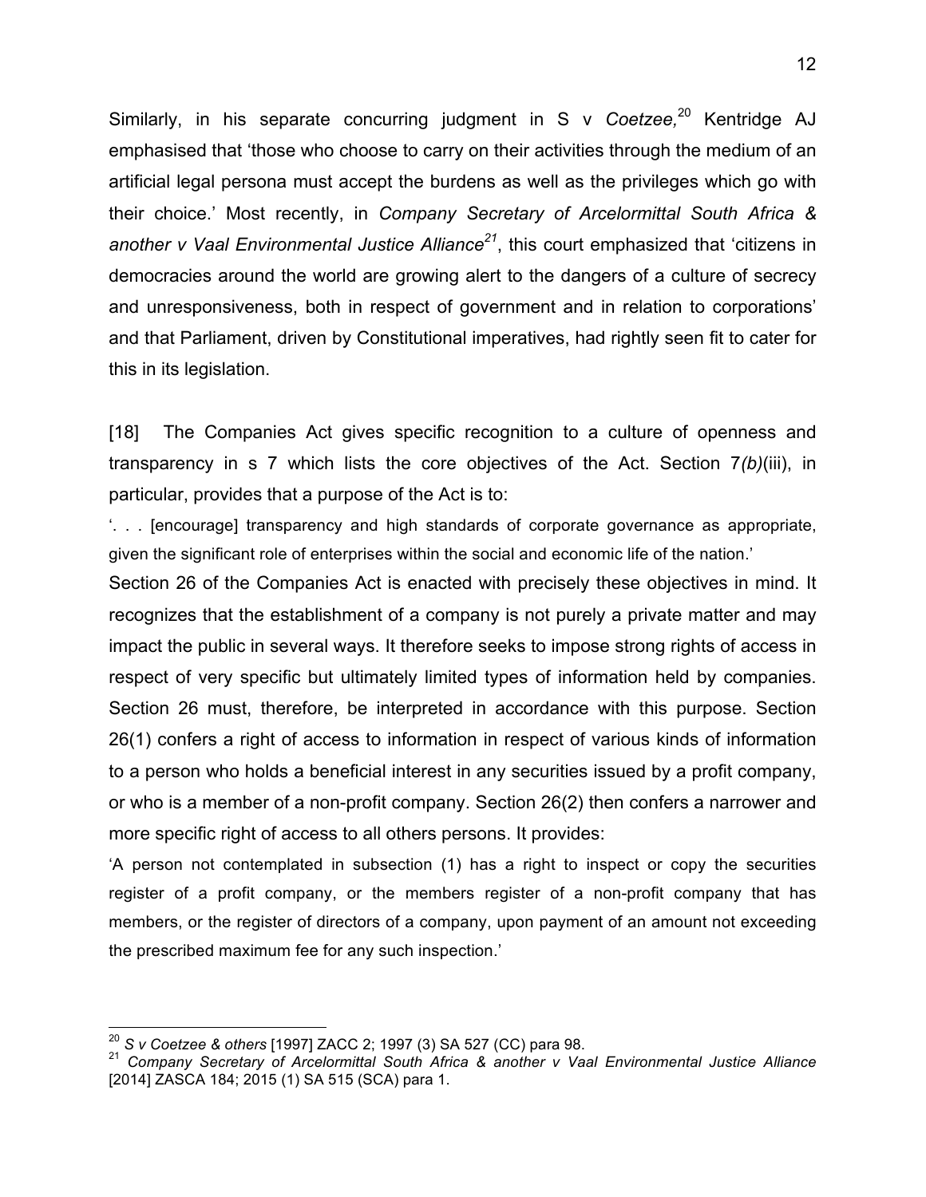Similarly, in his separate concurring judgment in S v *Coetzee,*[20] Kentridge AJ emphasised that 'those who choose to carry on their activities through the medium of an artificial legal persona must accept the burdens as well as the privileges which go with their choice.' Most recently, in *Company Secretary of Arcelormittal South Africa & another v Vaal Environmental Justice Alliance*[21], this court emphasized that 'citizens in democracies around the world are growing alert to the dangers of a culture of secrecy and unresponsiveness, both in respect of government and in relation to corporations' and that Parliament, driven by Constitutional imperatives, had rightly seen fit to cater for this in its legislation.

[18] The Companies Act gives specific recognition to a culture of openness and transparency in s 7 which lists the core objectives of the Act. Section 7*(b)*(iii), in particular, provides that a purpose of the Act is to:

'. . . [encourage] transparency and high standards of corporate governance as appropriate, given the significant role of enterprises within the social and economic life of the nation.'

Section 26 of the Companies Act is enacted with precisely these objectives in mind. It recognizes that the establishment of a company is not purely a private matter and may impact the public in several ways. It therefore seeks to impose strong rights of access in respect of very specific but ultimately limited types of information held by companies. Section 26 must, therefore, be interpreted in accordance with this purpose. Section 26(1) confers a right of access to information in respect of various kinds of information to a person who holds a beneficial interest in any securities issued by a profit company, or who is a member of a non-profit company. Section 26(2) then confers a narrower and more specific right of access to all others persons. It provides:

'A person not contemplated in subsection (1) has a right to inspect or copy the securities register of a profit company, or the members register of a non-profit company that has members, or the register of directors of a company, upon payment of an amount not exceeding the prescribed maximum fee for any such inspection.'

---

[20] *S v Coetzee & others* [1997] ZACC 2; 1997 (3) SA 527 (CC) para 98.

[21] *Company Secretary of Arcelormittal South Africa & another v Vaal Environmental Justice Alliance* [2014] ZASCA 184; 2015 (1) SA 515 (SCA) para 1.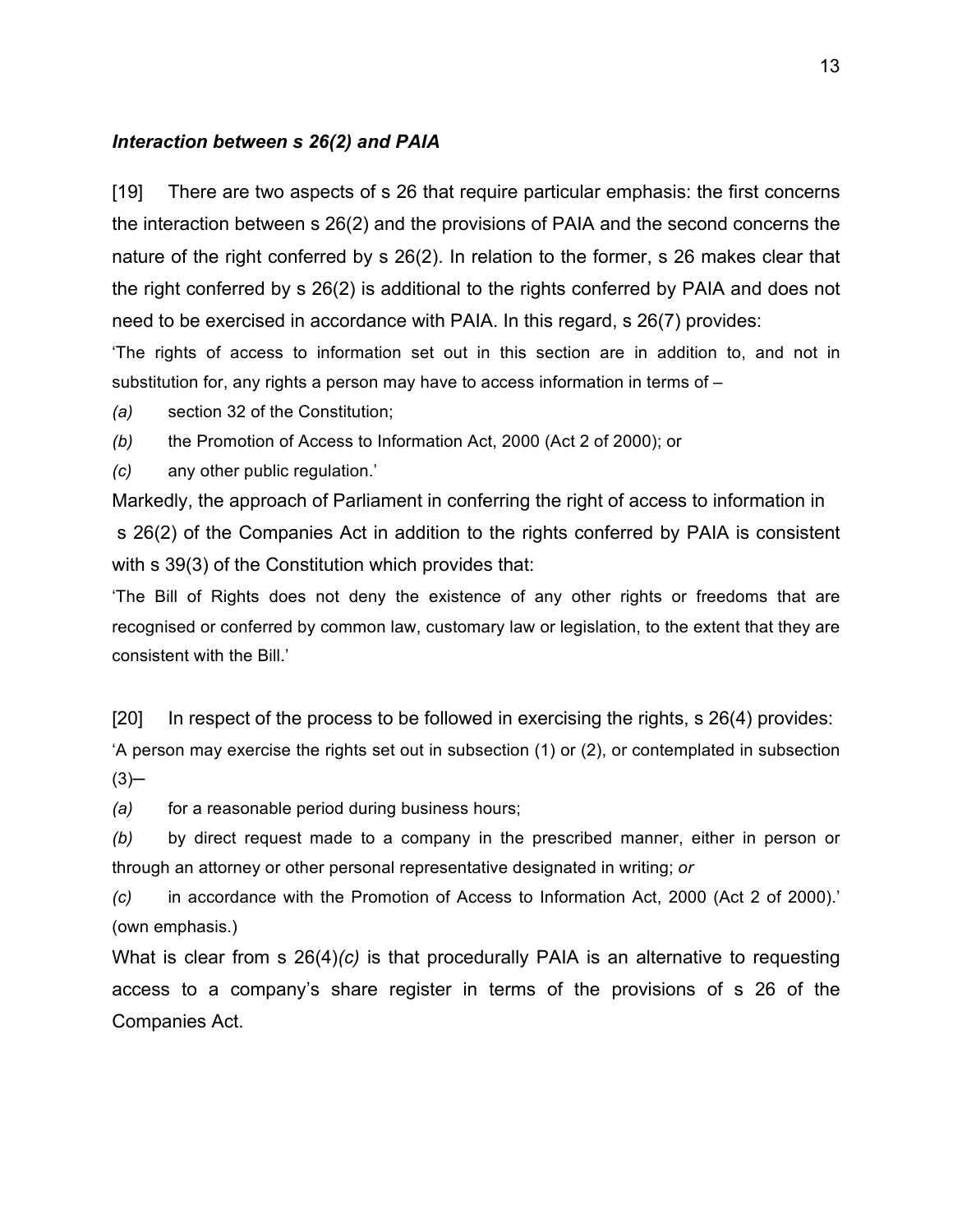***Interaction between s 26(2) and PAIA***

[19] There are two aspects of s 26 that require particular emphasis: the first concerns the interaction between s 26(2) and the provisions of PAIA and the second concerns the nature of the right conferred by s 26(2). In relation to the former, s 26 makes clear that the right conferred by s 26(2) is additional to the rights conferred by PAIA and does not need to be exercised in accordance with PAIA. In this regard, s 26(7) provides:

'The rights of access to information set out in this section are in addition to, and not in substitution for, any rights a person may have to access information in terms of –

*(a)* section 32 of the Constitution;

*(b)* the Promotion of Access to Information Act, 2000 (Act 2 of 2000); or

*(c)* any other public regulation.'

Markedly, the approach of Parliament in conferring the right of access to information in s 26(2) of the Companies Act in addition to the rights conferred by PAIA is consistent with s 39(3) of the Constitution which provides that:

'The Bill of Rights does not deny the existence of any other rights or freedoms that are recognised or conferred by common law, customary law or legislation, to the extent that they are consistent with the Bill.'

[20] In respect of the process to be followed in exercising the rights, s 26(4) provides:

'A person may exercise the rights set out in subsection (1) or (2), or contemplated in subsection (3)─

*(a)* for a reasonable period during business hours;

*(b)* by direct request made to a company in the prescribed manner, either in person or through an attorney or other personal representative designated in writing; *or*

*(c)* in accordance with the Promotion of Access to Information Act, 2000 (Act 2 of 2000).' (own emphasis.)

What is clear from s 26(4)*(c)* is that procedurally PAIA is an alternative to requesting access to a company's share register in terms of the provisions of s 26 of the Companies Act.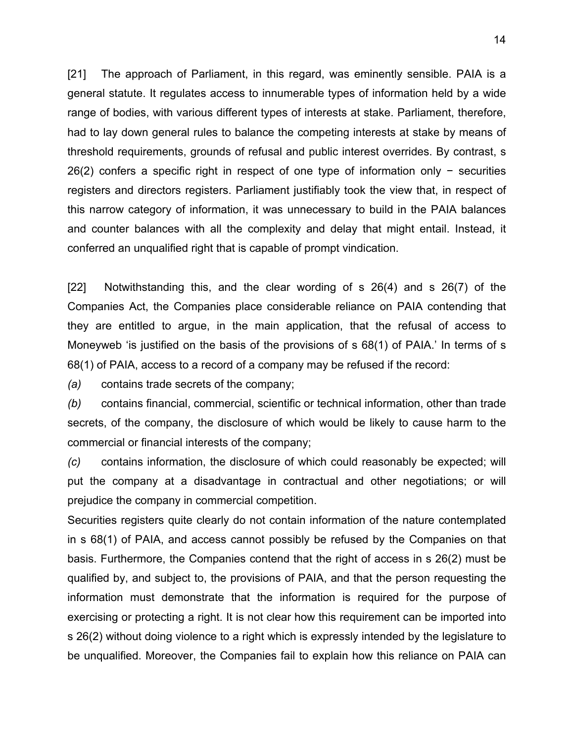[21] The approach of Parliament, in this regard, was eminently sensible. PAIA is a general statute. It regulates access to innumerable types of information held by a wide range of bodies, with various different types of interests at stake. Parliament, therefore, had to lay down general rules to balance the competing interests at stake by means of threshold requirements, grounds of refusal and public interest overrides. By contrast, s 26(2) confers a specific right in respect of one type of information only − securities registers and directors registers. Parliament justifiably took the view that, in respect of this narrow category of information, it was unnecessary to build in the PAIA balances and counter balances with all the complexity and delay that might entail. Instead, it conferred an unqualified right that is capable of prompt vindication.

[22] Notwithstanding this, and the clear wording of s 26(4) and s 26(7) of the Companies Act, the Companies place considerable reliance on PAIA contending that they are entitled to argue, in the main application, that the refusal of access to Moneyweb 'is justified on the basis of the provisions of s 68(1) of PAIA.' In terms of s 68(1) of PAIA, access to a record of a company may be refused if the record:

*(a)* contains trade secrets of the company;

*(b)* contains financial, commercial, scientific or technical information, other than trade secrets, of the company, the disclosure of which would be likely to cause harm to the commercial or financial interests of the company;

*(c)* contains information, the disclosure of which could reasonably be expected; will put the company at a disadvantage in contractual and other negotiations; or will prejudice the company in commercial competition.

Securities registers quite clearly do not contain information of the nature contemplated in s 68(1) of PAIA, and access cannot possibly be refused by the Companies on that basis. Furthermore, the Companies contend that the right of access in s 26(2) must be qualified by, and subject to, the provisions of PAIA, and that the person requesting the information must demonstrate that the information is required for the purpose of exercising or protecting a right. It is not clear how this requirement can be imported into s 26(2) without doing violence to a right which is expressly intended by the legislature to be unqualified. Moreover, the Companies fail to explain how this reliance on PAIA can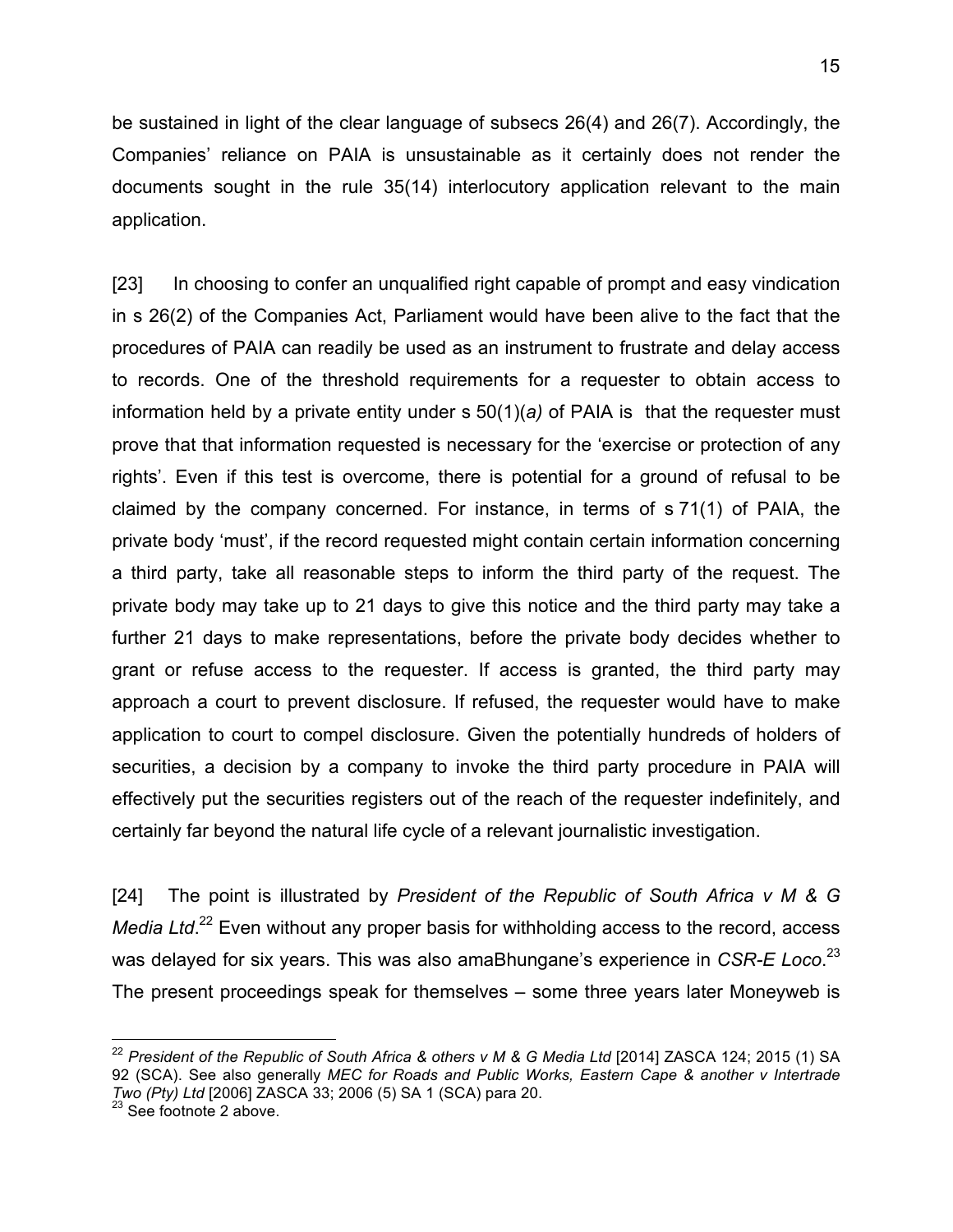be sustained in light of the clear language of subsecs 26(4) and 26(7). Accordingly, the Companies' reliance on PAIA is unsustainable as it certainly does not render the documents sought in the rule 35(14) interlocutory application relevant to the main application.

[23] In choosing to confer an unqualified right capable of prompt and easy vindication in s 26(2) of the Companies Act, Parliament would have been alive to the fact that the procedures of PAIA can readily be used as an instrument to frustrate and delay access to records. One of the threshold requirements for a requester to obtain access to information held by a private entity under s 50(1)(*a)* of PAIA is that the requester must prove that that information requested is necessary for the 'exercise or protection of any rights'. Even if this test is overcome, there is potential for a ground of refusal to be claimed by the company concerned. For instance, in terms of s 71(1) of PAIA, the private body 'must', if the record requested might contain certain information concerning a third party, take all reasonable steps to inform the third party of the request. The private body may take up to 21 days to give this notice and the third party may take a further 21 days to make representations, before the private body decides whether to grant or refuse access to the requester. If access is granted, the third party may approach a court to prevent disclosure. If refused, the requester would have to make application to court to compel disclosure. Given the potentially hundreds of holders of securities, a decision by a company to invoke the third party procedure in PAIA will effectively put the securities registers out of the reach of the requester indefinitely, and certainly far beyond the natural life cycle of a relevant journalistic investigation.

[24] The point is illustrated by *President of the Republic of South Africa v M & G Media Ltd*.[22] Even without any proper basis for withholding access to the record, access was delayed for six years. This was also amaBhungane's experience in *CSR-E Loco*.[23] The present proceedings speak for themselves – some three years later Moneyweb is

---

[22] *President of the Republic of South Africa & others v M & G Media Ltd* [2014] ZASCA 124; 2015 (1) SA 92 (SCA). See also generally *MEC for Roads and Public Works, Eastern Cape & another v Intertrade Two (Pty) Ltd* [2006] ZASCA 33; 2006 (5) SA 1 (SCA) para 20.

[23] See footnote 2 above.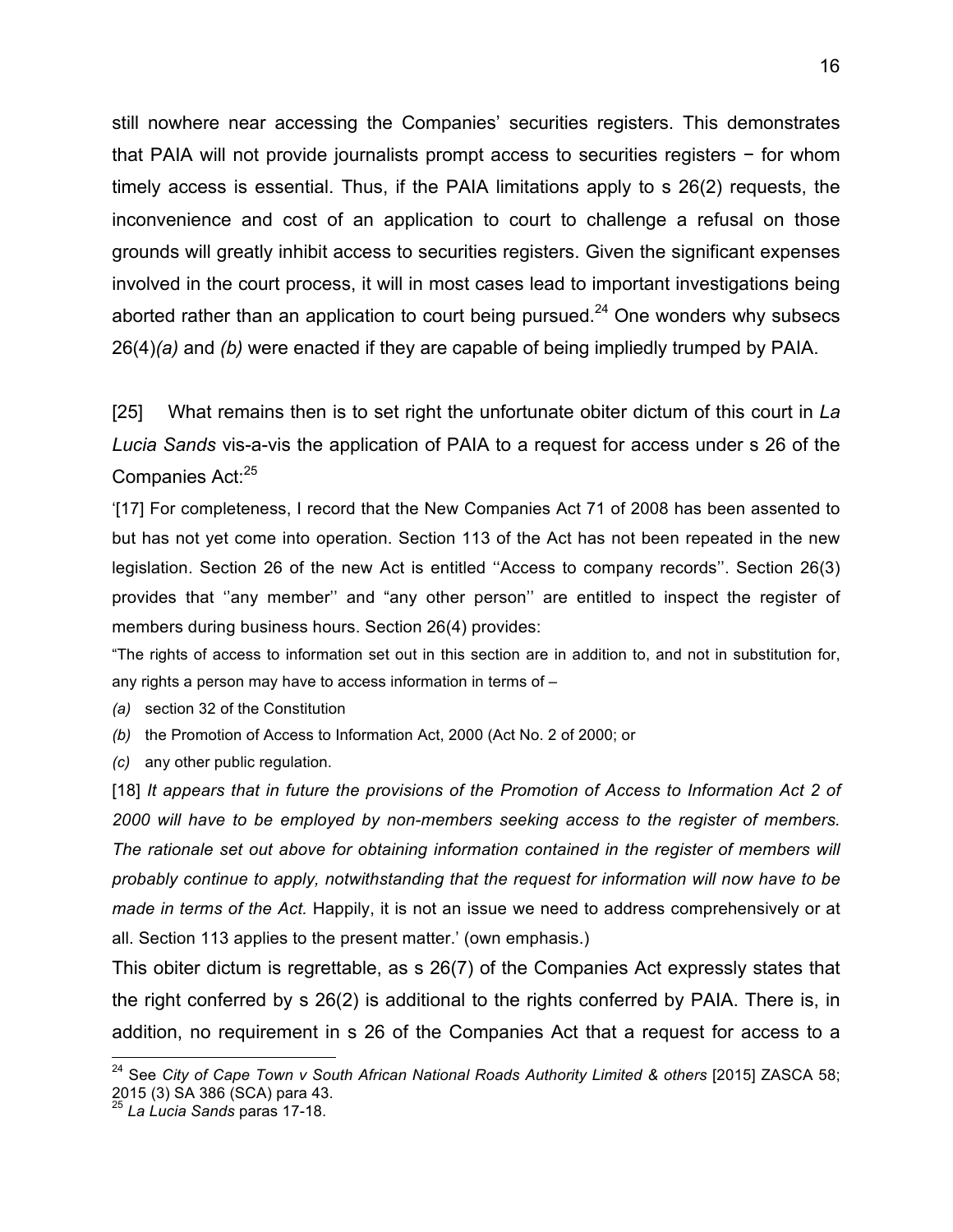still nowhere near accessing the Companies' securities registers. This demonstrates that PAIA will not provide journalists prompt access to securities registers − for whom timely access is essential. Thus, if the PAIA limitations apply to s 26(2) requests, the inconvenience and cost of an application to court to challenge a refusal on those grounds will greatly inhibit access to securities registers. Given the significant expenses involved in the court process, it will in most cases lead to important investigations being aborted rather than an application to court being pursued.[24] One wonders why subsecs 26(4)*(a)* and *(b)* were enacted if they are capable of being impliedly trumped by PAIA.

[25] What remains then is to set right the unfortunate obiter dictum of this court in *La Lucia Sands* vis-a-vis the application of PAIA to a request for access under s 26 of the Companies Act:[25]

> '[17] For completeness, I record that the New Companies Act 71 of 2008 has been assented to but has not yet come into operation. Section 113 of the Act has not been repeated in the new legislation. Section 26 of the new Act is entitled ''Access to company records''. Section 26(3) provides that ''any member'' and "any other person'' are entitled to inspect the register of members during business hours. Section 26(4) provides:
>
> "The rights of access to information set out in this section are in addition to, and not in substitution for, any rights a person may have to access information in terms of –
>
> *(a)* section 32 of the Constitution
>
> *(b)* the Promotion of Access to Information Act, 2000 (Act No. 2 of 2000; or
>
> *(c)* any other public regulation.
>
> [18] *It appears that in future the provisions of the Promotion of Access to Information Act 2 of 2000 will have to be employed by non-members seeking access to the register of members. The rationale set out above for obtaining information contained in the register of members will probably continue to apply, notwithstanding that the request for information will now have to be made in terms of the Act.* Happily, it is not an issue we need to address comprehensively or at all. Section 113 applies to the present matter.' (own emphasis.)

This obiter dictum is regrettable, as s 26(7) of the Companies Act expressly states that the right conferred by s 26(2) is additional to the rights conferred by PAIA. There is, in addition, no requirement in s 26 of the Companies Act that a request for access to a

---

[24] See *City of Cape Town v South African National Roads Authority Limited & others* [2015] ZASCA 58; 2015 (3) SA 386 (SCA) para 43.

[25] *La Lucia Sands* paras 17-18.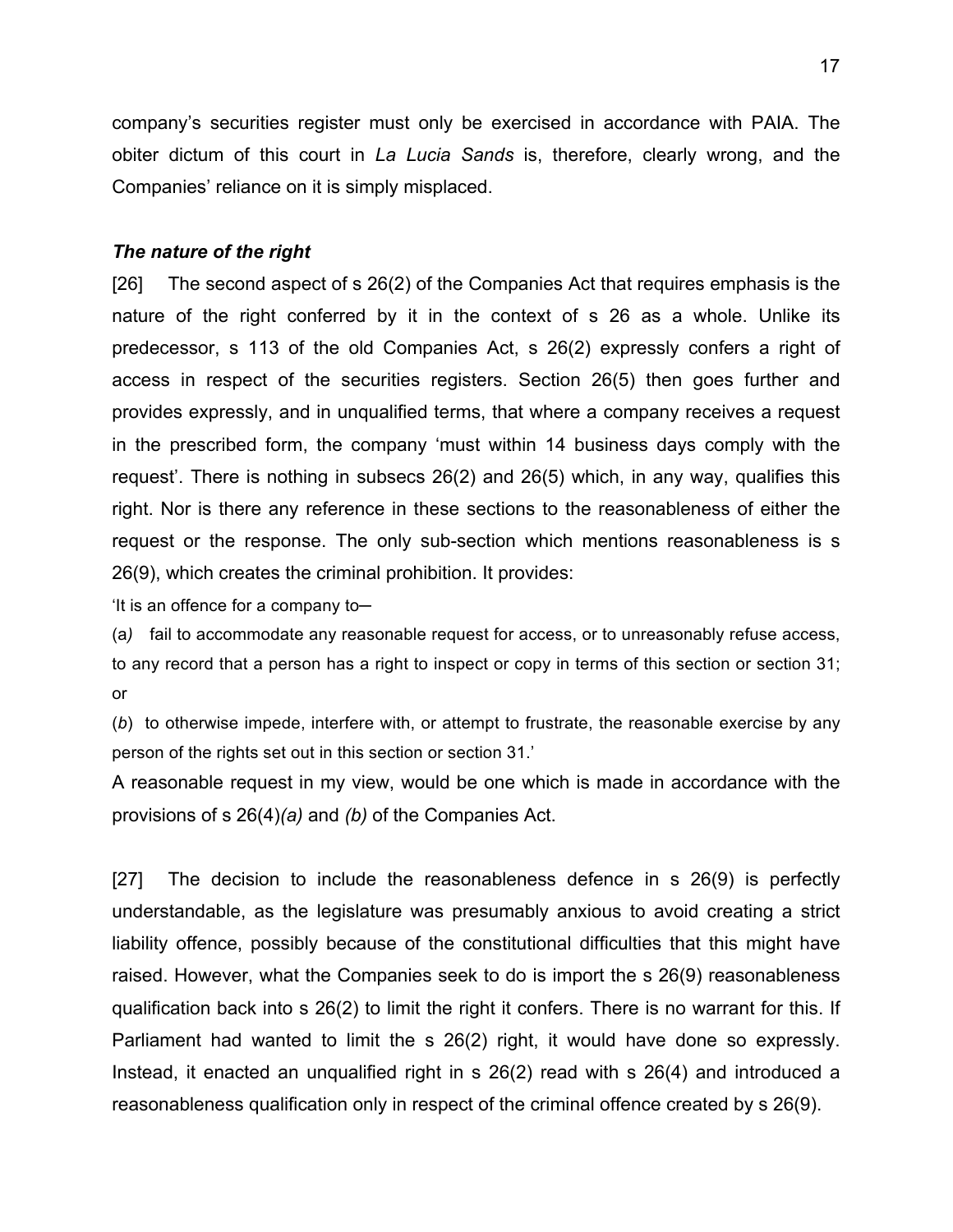company's securities register must only be exercised in accordance with PAIA. The obiter dictum of this court in *La Lucia Sands* is, therefore, clearly wrong, and the Companies' reliance on it is simply misplaced.

### *The nature of the right*

[26] The second aspect of s 26(2) of the Companies Act that requires emphasis is the nature of the right conferred by it in the context of s 26 as a whole. Unlike its predecessor, s 113 of the old Companies Act, s 26(2) expressly confers a right of access in respect of the securities registers. Section 26(5) then goes further and provides expressly, and in unqualified terms, that where a company receives a request in the prescribed form, the company 'must within 14 business days comply with the request'. There is nothing in subsecs 26(2) and 26(5) which, in any way, qualifies this right. Nor is there any reference in these sections to the reasonableness of either the request or the response. The only sub-section which mentions reasonableness is s 26(9), which creates the criminal prohibition. It provides:

'It is an offence for a company to–

(*a)* fail to accommodate any reasonable request for access, or to unreasonably refuse access, to any record that a person has a right to inspect or copy in terms of this section or section 31; or

(*b*) to otherwise impede, interfere with, or attempt to frustrate, the reasonable exercise by any person of the rights set out in this section or section 31.'

A reasonable request in my view, would be one which is made in accordance with the provisions of s 26(4)*(a)* and *(b)* of the Companies Act.

[27] The decision to include the reasonableness defence in s 26(9) is perfectly understandable, as the legislature was presumably anxious to avoid creating a strict liability offence, possibly because of the constitutional difficulties that this might have raised. However, what the Companies seek to do is import the s 26(9) reasonableness qualification back into s 26(2) to limit the right it confers. There is no warrant for this. If Parliament had wanted to limit the s 26(2) right, it would have done so expressly. Instead, it enacted an unqualified right in s 26(2) read with s 26(4) and introduced a reasonableness qualification only in respect of the criminal offence created by s 26(9).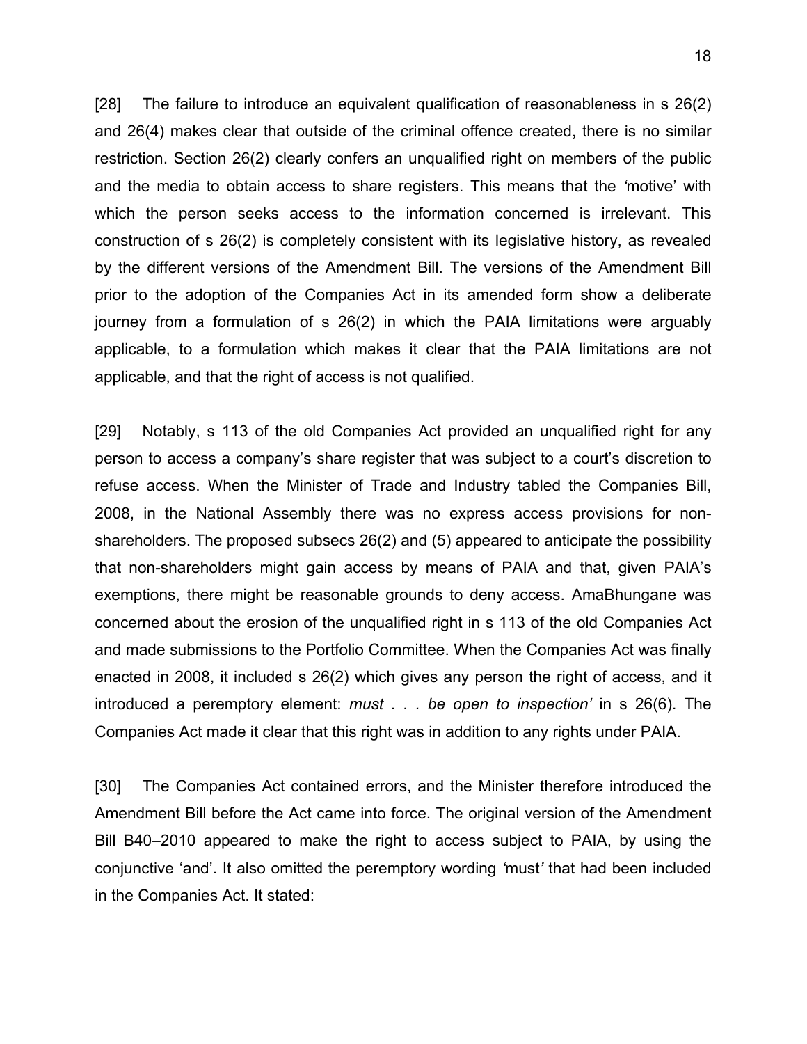[28] The failure to introduce an equivalent qualification of reasonableness in s 26(2) and 26(4) makes clear that outside of the criminal offence created, there is no similar restriction. Section 26(2) clearly confers an unqualified right on members of the public and the media to obtain access to share registers. This means that the *'*motive' with which the person seeks access to the information concerned is irrelevant. This construction of s 26(2) is completely consistent with its legislative history, as revealed by the different versions of the Amendment Bill. The versions of the Amendment Bill prior to the adoption of the Companies Act in its amended form show a deliberate journey from a formulation of s 26(2) in which the PAIA limitations were arguably applicable, to a formulation which makes it clear that the PAIA limitations are not applicable, and that the right of access is not qualified.

[29] Notably, s 113 of the old Companies Act provided an unqualified right for any person to access a company's share register that was subject to a court's discretion to refuse access. When the Minister of Trade and Industry tabled the Companies Bill, 2008, in the National Assembly there was no express access provisions for non-shareholders. The proposed subsecs 26(2) and (5) appeared to anticipate the possibility that non-shareholders might gain access by means of PAIA and that, given PAIA's exemptions, there might be reasonable grounds to deny access. AmaBhungane was concerned about the erosion of the unqualified right in s 113 of the old Companies Act and made submissions to the Portfolio Committee. When the Companies Act was finally enacted in 2008, it included s 26(2) which gives any person the right of access, and it introduced a peremptory element: *must . . . be open to inspection'* in s 26(6). The Companies Act made it clear that this right was in addition to any rights under PAIA.

[30] The Companies Act contained errors, and the Minister therefore introduced the Amendment Bill before the Act came into force. The original version of the Amendment Bill B40–2010 appeared to make the right to access subject to PAIA, by using the conjunctive 'and'. It also omitted the peremptory wording *'*must*'* that had been included in the Companies Act. It stated: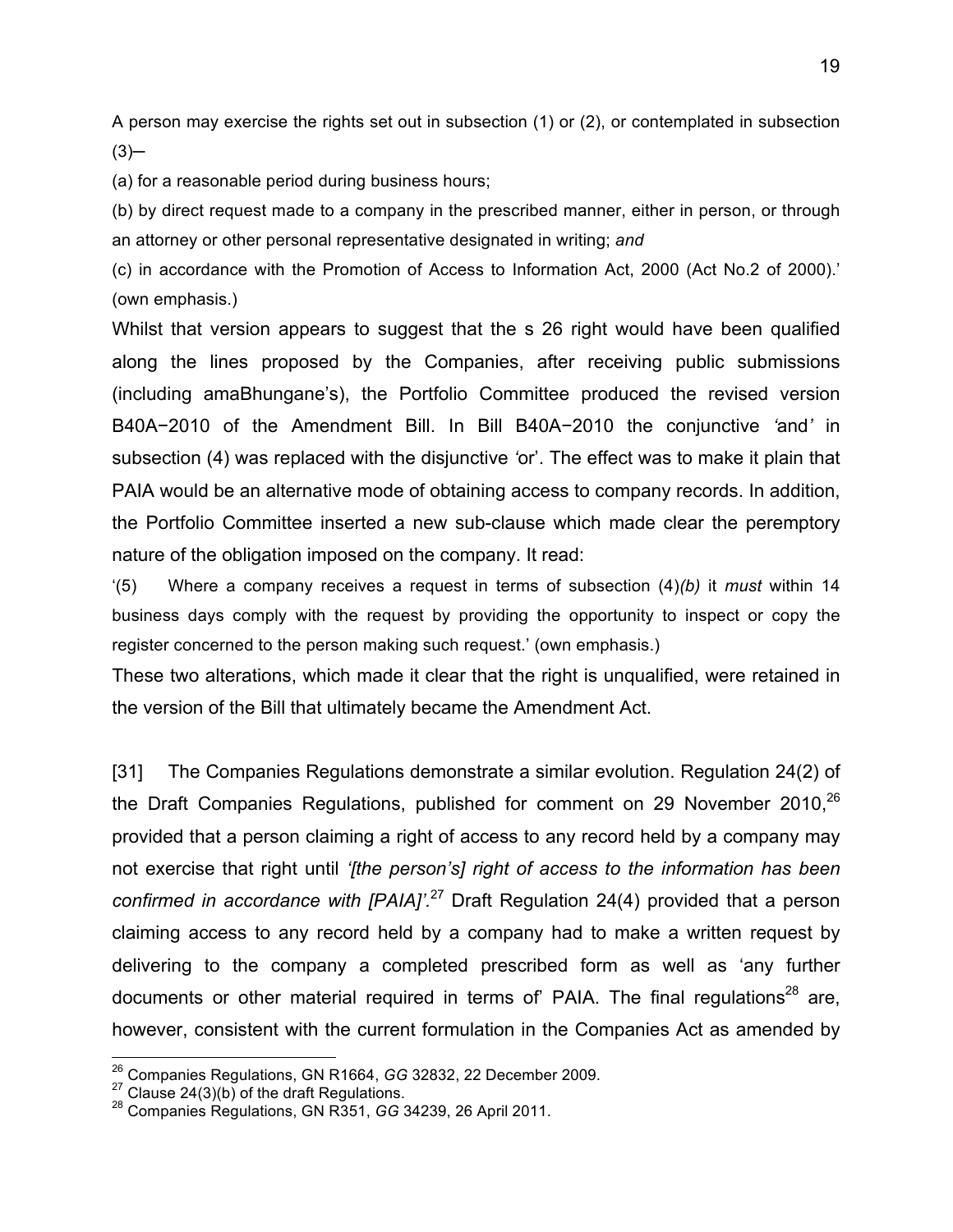A person may exercise the rights set out in subsection (1) or (2), or contemplated in subsection (3)─

(a) for a reasonable period during business hours;

(b) by direct request made to a company in the prescribed manner, either in person, or through an attorney or other personal representative designated in writing; *and*

(c) in accordance with the Promotion of Access to Information Act, 2000 (Act No.2 of 2000).' (own emphasis.)

Whilst that version appears to suggest that the s 26 right would have been qualified along the lines proposed by the Companies, after receiving public submissions (including amaBhungane's), the Portfolio Committee produced the revised version B40A−2010 of the Amendment Bill. In Bill B40A−2010 the conjunctive *'*and*'* in subsection (4) was replaced with the disjunctive *'*or'. The effect was to make it plain that PAIA would be an alternative mode of obtaining access to company records. In addition, the Portfolio Committee inserted a new sub-clause which made clear the peremptory nature of the obligation imposed on the company. It read:

'(5) Where a company receives a request in terms of subsection (4)*(b)* it *must* within 14 business days comply with the request by providing the opportunity to inspect or copy the register concerned to the person making such request.' (own emphasis.)

These two alterations, which made it clear that the right is unqualified, were retained in the version of the Bill that ultimately became the Amendment Act.

[31] The Companies Regulations demonstrate a similar evolution. Regulation 24(2) of the Draft Companies Regulations, published for comment on 29 November 2010,[26] provided that a person claiming a right of access to any record held by a company may not exercise that right until *'[the person's] right of access to the information has been confirmed in accordance with [PAIA]'.*[27] Draft Regulation 24(4) provided that a person claiming access to any record held by a company had to make a written request by delivering to the company a completed prescribed form as well as 'any further documents or other material required in terms of' PAIA. The final regulations[28] are, however, consistent with the current formulation in the Companies Act as amended by

---

[26] Companies Regulations, GN R1664, *GG* 32832, 22 December 2009.

[27] Clause 24(3)(b) of the draft Regulations.

[28] Companies Regulations, GN R351, *GG* 34239, 26 April 2011.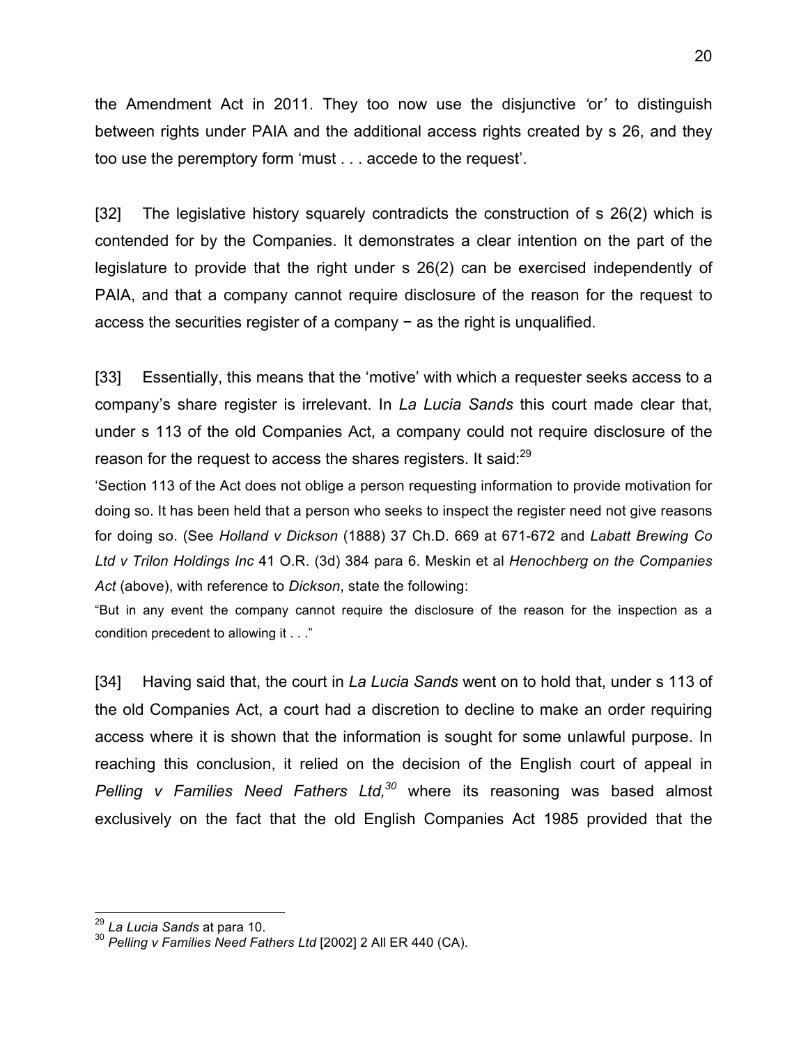the Amendment Act in 2011. They too now use the disjunctive *'*or*'* to distinguish between rights under PAIA and the additional access rights created by s 26, and they too use the peremptory form 'must . . . accede to the request'.

[32] The legislative history squarely contradicts the construction of s 26(2) which is contended for by the Companies. It demonstrates a clear intention on the part of the legislature to provide that the right under s 26(2) can be exercised independently of PAIA, and that a company cannot require disclosure of the reason for the request to access the securities register of a company − as the right is unqualified.

[33] Essentially, this means that the 'motive' with which a requester seeks access to a company's share register is irrelevant. In *La Lucia Sands* this court made clear that, under s 113 of the old Companies Act, a company could not require disclosure of the reason for the request to access the shares registers. It said:[29]

'Section 113 of the Act does not oblige a person requesting information to provide motivation for doing so. It has been held that a person who seeks to inspect the register need not give reasons for doing so. (See *Holland v Dickson* (1888) 37 Ch.D. 669 at 671-672 and *Labatt Brewing Co Ltd v Trilon Holdings Inc* 41 O.R. (3d) 384 para 6. Meskin et al *Henochberg on the Companies Act* (above), with reference to *Dickson*, state the following:

"But in any event the company cannot require the disclosure of the reason for the inspection as a condition precedent to allowing it . . ."

[34] Having said that, the court in *La Lucia Sands* went on to hold that, under s 113 of the old Companies Act, a court had a discretion to decline to make an order requiring access where it is shown that the information is sought for some unlawful purpose. In reaching this conclusion, it relied on the decision of the English court of appeal in *Pelling v Families Need Fathers Ltd,*[30] where its reasoning was based almost exclusively on the fact that the old English Companies Act 1985 provided that the

---

[29] *La Lucia Sands* at para 10.

[30] *Pelling v Families Need Fathers Ltd* [2002] 2 All ER 440 (CA).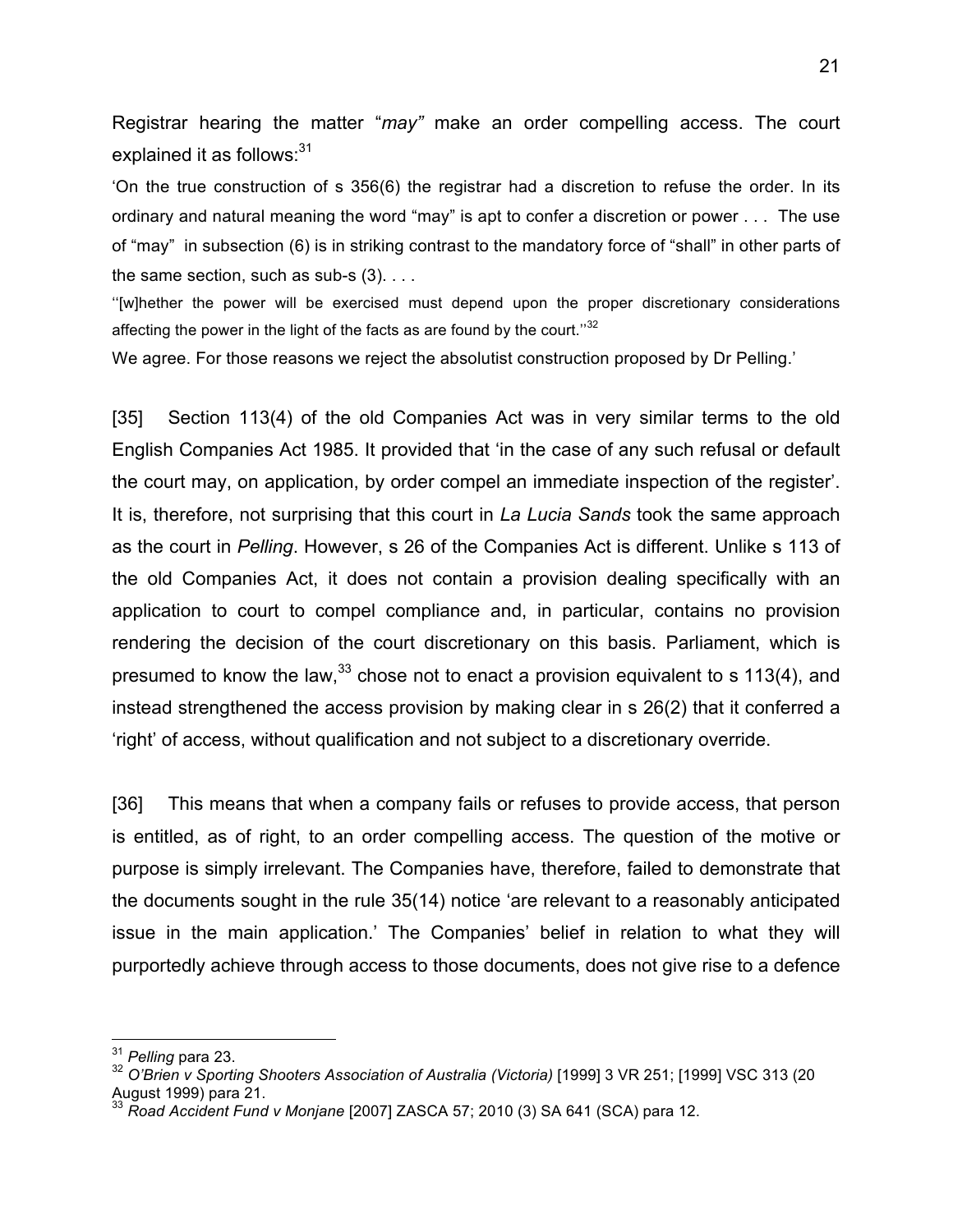Registrar hearing the matter "*may*" make an order compelling access. The court explained it as follows:[31]

'On the true construction of s 356(6) the registrar had a discretion to refuse the order. In its ordinary and natural meaning the word "may" is apt to confer a discretion or power . . . The use of "may" in subsection (6) is in striking contrast to the mandatory force of "shall" in other parts of the same section, such as sub-s (3). . . .

''[w]hether the power will be exercised must depend upon the proper discretionary considerations affecting the power in the light of the facts as are found by the court.''[32]

We agree. For those reasons we reject the absolutist construction proposed by Dr Pelling.'

[35] Section 113(4) of the old Companies Act was in very similar terms to the old English Companies Act 1985. It provided that 'in the case of any such refusal or default the court may, on application, by order compel an immediate inspection of the register'. It is, therefore, not surprising that this court in *La Lucia Sands* took the same approach as the court in *Pelling*. However, s 26 of the Companies Act is different. Unlike s 113 of the old Companies Act, it does not contain a provision dealing specifically with an application to court to compel compliance and, in particular, contains no provision rendering the decision of the court discretionary on this basis. Parliament, which is presumed to know the law,[33] chose not to enact a provision equivalent to s 113(4), and instead strengthened the access provision by making clear in s 26(2) that it conferred a 'right' of access, without qualification and not subject to a discretionary override.

[36] This means that when a company fails or refuses to provide access, that person is entitled, as of right, to an order compelling access. The question of the motive or purpose is simply irrelevant. The Companies have, therefore, failed to demonstrate that the documents sought in the rule 35(14) notice 'are relevant to a reasonably anticipated issue in the main application.' The Companies' belief in relation to what they will purportedly achieve through access to those documents, does not give rise to a defence

---

[31] *Pelling* para 23.

[32] *O'Brien v Sporting Shooters Association of Australia (Victoria)* [1999] 3 VR 251; [1999] VSC 313 (20 August 1999) para 21.

[33] *Road Accident Fund v Monjane* [2007] ZASCA 57; 2010 (3) SA 641 (SCA) para 12.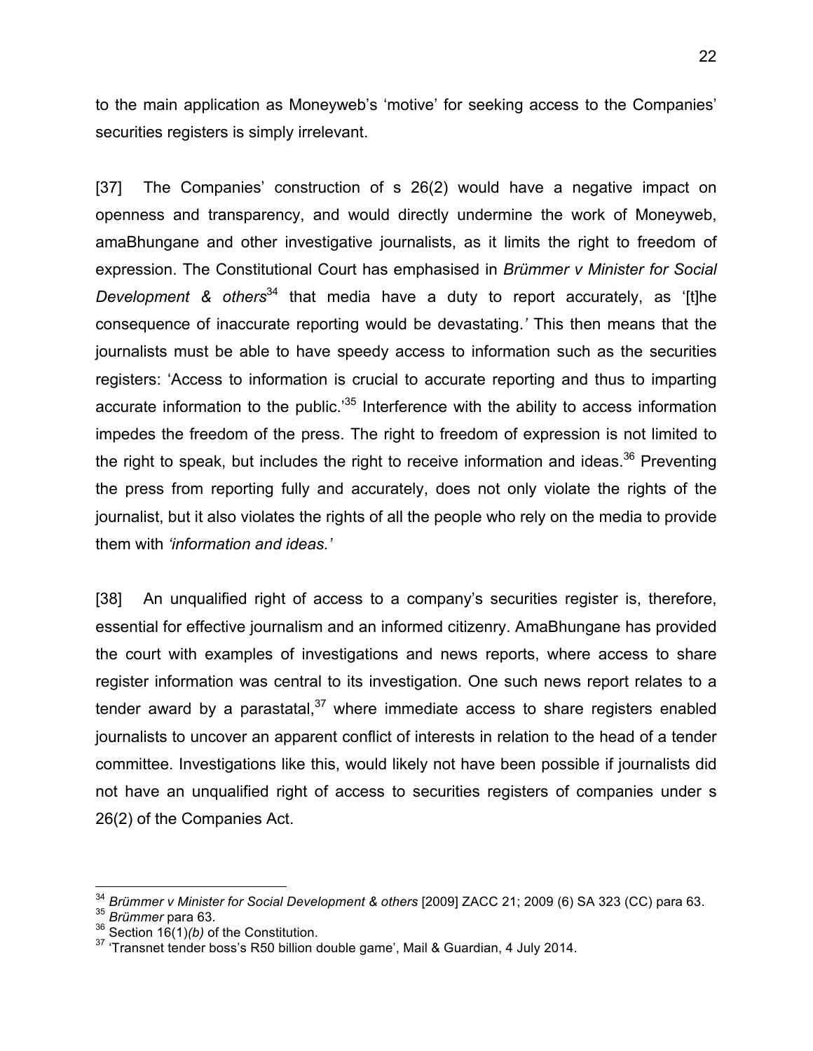to the main application as Moneyweb's 'motive' for seeking access to the Companies' securities registers is simply irrelevant.

[37] The Companies' construction of s 26(2) would have a negative impact on openness and transparency, and would directly undermine the work of Moneyweb, amaBhungane and other investigative journalists, as it limits the right to freedom of expression. The Constitutional Court has emphasised in *Brümmer v Minister for Social Development & others*[34] that media have a duty to report accurately, as '[t]he consequence of inaccurate reporting would be devastating.' This then means that the journalists must be able to have speedy access to information such as the securities registers: 'Access to information is crucial to accurate reporting and thus to imparting accurate information to the public.'[35] Interference with the ability to access information impedes the freedom of the press. The right to freedom of expression is not limited to the right to speak, but includes the right to receive information and ideas.[36] Preventing the press from reporting fully and accurately, does not only violate the rights of the journalist, but it also violates the rights of all the people who rely on the media to provide them with *'information and ideas.'*

[38] An unqualified right of access to a company's securities register is, therefore, essential for effective journalism and an informed citizenry. AmaBhungane has provided the court with examples of investigations and news reports, where access to share register information was central to its investigation. One such news report relates to a tender award by a parastatal,[37] where immediate access to share registers enabled journalists to uncover an apparent conflict of interests in relation to the head of a tender committee. Investigations like this, would likely not have been possible if journalists did not have an unqualified right of access to securities registers of companies under s 26(2) of the Companies Act.

---

[34] *Brümmer v Minister for Social Development & others* [2009] ZACC 21; 2009 (6) SA 323 (CC) para 63.
[35] *Brümmer* para 63.
[36] Section 16(1)*(b)* of the Constitution.
[37] 'Transnet tender boss's R50 billion double game', Mail & Guardian, 4 July 2014.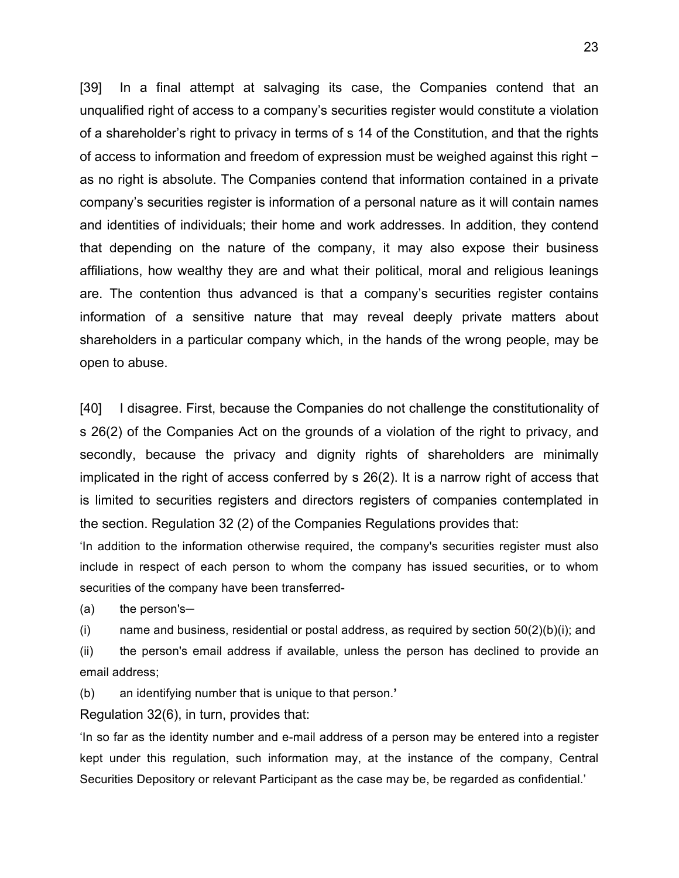[39] In a final attempt at salvaging its case, the Companies contend that an unqualified right of access to a company's securities register would constitute a violation of a shareholder's right to privacy in terms of s 14 of the Constitution, and that the rights of access to information and freedom of expression must be weighed against this right − as no right is absolute. The Companies contend that information contained in a private company's securities register is information of a personal nature as it will contain names and identities of individuals; their home and work addresses. In addition, they contend that depending on the nature of the company, it may also expose their business affiliations, how wealthy they are and what their political, moral and religious leanings are. The contention thus advanced is that a company's securities register contains information of a sensitive nature that may reveal deeply private matters about shareholders in a particular company which, in the hands of the wrong people, may be open to abuse.

[40] I disagree. First, because the Companies do not challenge the constitutionality of s 26(2) of the Companies Act on the grounds of a violation of the right to privacy, and secondly, because the privacy and dignity rights of shareholders are minimally implicated in the right of access conferred by s 26(2). It is a narrow right of access that is limited to securities registers and directors registers of companies contemplated in the section. Regulation 32 (2) of the Companies Regulations provides that:

'In addition to the information otherwise required, the company's securities register must also include in respect of each person to whom the company has issued securities, or to whom securities of the company have been transferred-

(a) the person's─

(i) name and business, residential or postal address, as required by section 50(2)(b)(i); and

(ii) the person's email address if available, unless the person has declined to provide an email address;

(b) an identifying number that is unique to that person.'

Regulation 32(6), in turn, provides that:

'In so far as the identity number and e-mail address of a person may be entered into a register kept under this regulation, such information may, at the instance of the company, Central Securities Depository or relevant Participant as the case may be, be regarded as confidential.'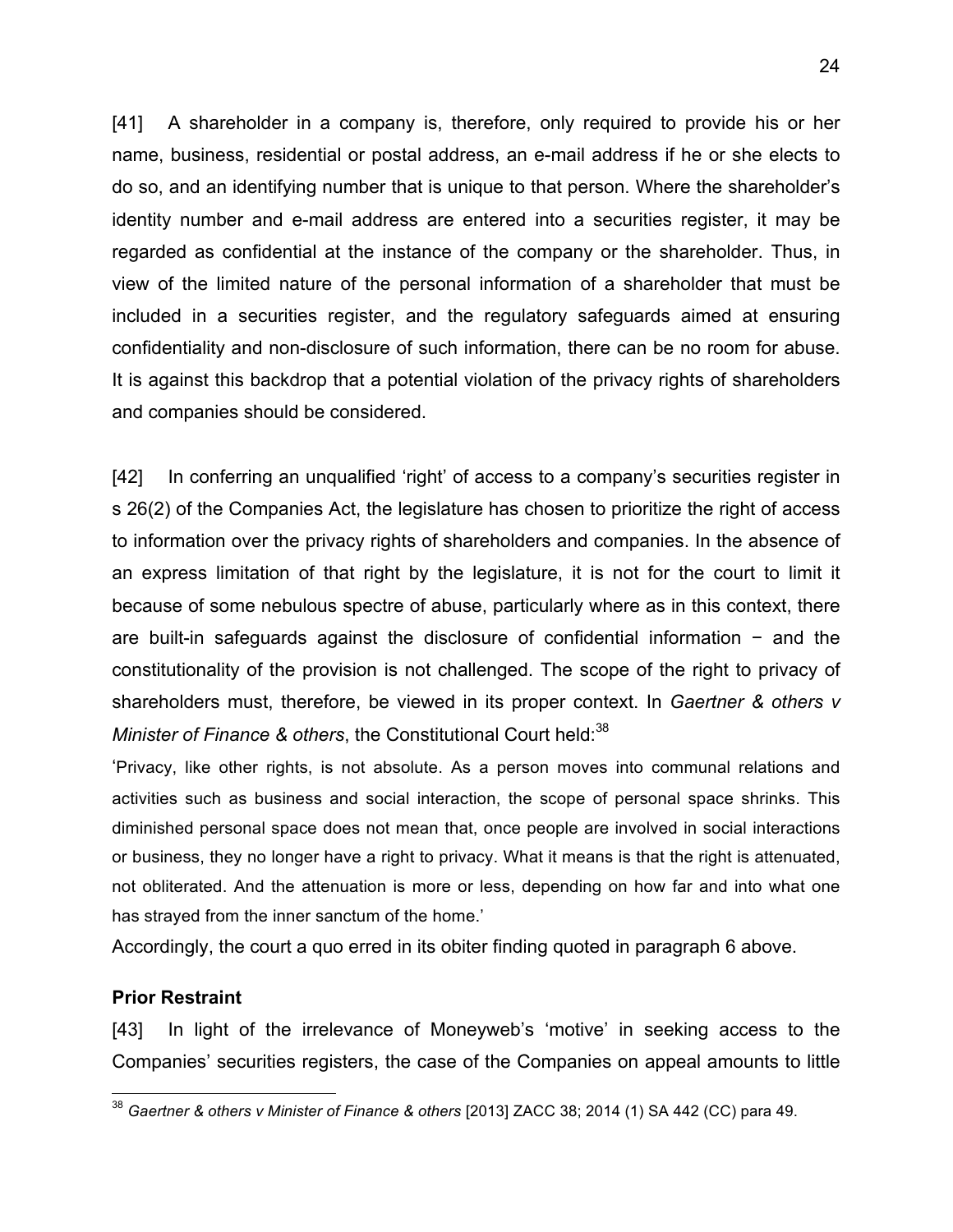[41] A shareholder in a company is, therefore, only required to provide his or her name, business, residential or postal address, an e-mail address if he or she elects to do so, and an identifying number that is unique to that person. Where the shareholder's identity number and e-mail address are entered into a securities register, it may be regarded as confidential at the instance of the company or the shareholder. Thus, in view of the limited nature of the personal information of a shareholder that must be included in a securities register, and the regulatory safeguards aimed at ensuring confidentiality and non-disclosure of such information, there can be no room for abuse. It is against this backdrop that a potential violation of the privacy rights of shareholders and companies should be considered.

[42] In conferring an unqualified 'right' of access to a company's securities register in s 26(2) of the Companies Act, the legislature has chosen to prioritize the right of access to information over the privacy rights of shareholders and companies. In the absence of an express limitation of that right by the legislature, it is not for the court to limit it because of some nebulous spectre of abuse, particularly where as in this context, there are built-in safeguards against the disclosure of confidential information − and the constitutionality of the provision is not challenged. The scope of the right to privacy of shareholders must, therefore, be viewed in its proper context. In *Gaertner & others v Minister of Finance & others*, the Constitutional Court held:[38]

'Privacy, like other rights, is not absolute. As a person moves into communal relations and activities such as business and social interaction, the scope of personal space shrinks. This diminished personal space does not mean that, once people are involved in social interactions or business, they no longer have a right to privacy. What it means is that the right is attenuated, not obliterated. And the attenuation is more or less, depending on how far and into what one has strayed from the inner sanctum of the home.'

Accordingly, the court a quo erred in its obiter finding quoted in paragraph 6 above.

**Prior Restraint**

[43] In light of the irrelevance of Moneyweb's 'motive' in seeking access to the Companies' securities registers, the case of the Companies on appeal amounts to little

[38] *Gaertner & others v Minister of Finance & others* [2013] ZACC 38; 2014 (1) SA 442 (CC) para 49.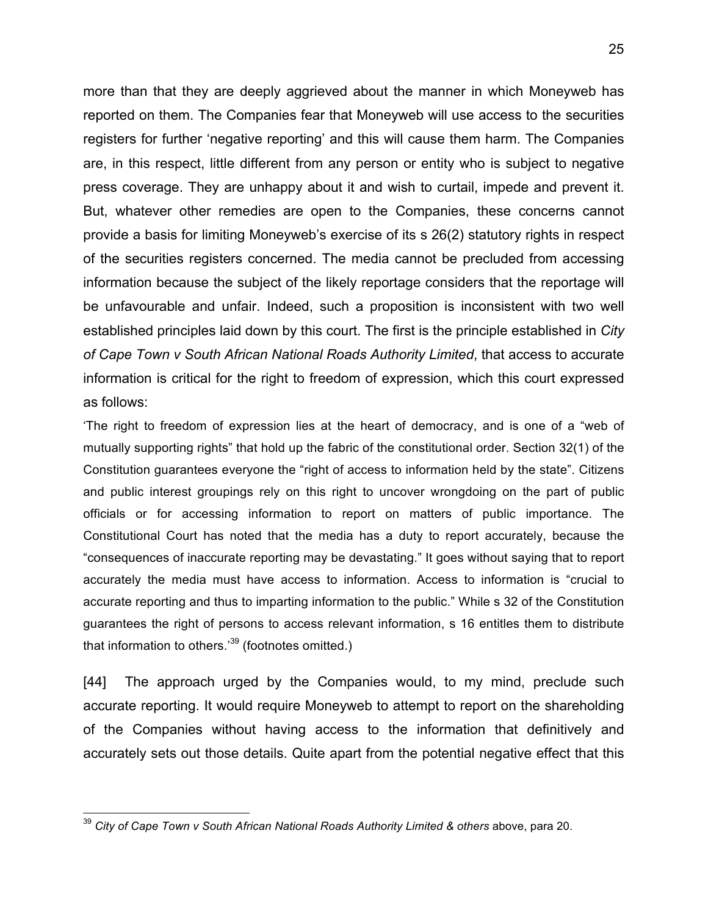more than that they are deeply aggrieved about the manner in which Moneyweb has reported on them. The Companies fear that Moneyweb will use access to the securities registers for further 'negative reporting' and this will cause them harm. The Companies are, in this respect, little different from any person or entity who is subject to negative press coverage. They are unhappy about it and wish to curtail, impede and prevent it. But, whatever other remedies are open to the Companies, these concerns cannot provide a basis for limiting Moneyweb's exercise of its s 26(2) statutory rights in respect of the securities registers concerned. The media cannot be precluded from accessing information because the subject of the likely reportage considers that the reportage will be unfavourable and unfair. Indeed, such a proposition is inconsistent with two well established principles laid down by this court. The first is the principle established in *City of Cape Town v South African National Roads Authority Limited*, that access to accurate information is critical for the right to freedom of expression, which this court expressed as follows:

> 'The right to freedom of expression lies at the heart of democracy, and is one of a "web of mutually supporting rights" that hold up the fabric of the constitutional order. Section 32(1) of the Constitution guarantees everyone the "right of access to information held by the state". Citizens and public interest groupings rely on this right to uncover wrongdoing on the part of public officials or for accessing information to report on matters of public importance. The Constitutional Court has noted that the media has a duty to report accurately, because the "consequences of inaccurate reporting may be devastating." It goes without saying that to report accurately the media must have access to information. Access to information is "crucial to accurate reporting and thus to imparting information to the public." While s 32 of the Constitution guarantees the right of persons to access relevant information, s 16 entitles them to distribute that information to others.'[39] (footnotes omitted.)

[44] The approach urged by the Companies would, to my mind, preclude such accurate reporting. It would require Moneyweb to attempt to report on the shareholding of the Companies without having access to the information that definitively and accurately sets out those details. Quite apart from the potential negative effect that this

---

[39] *City of Cape Town v South African National Roads Authority Limited & others* above, para 20.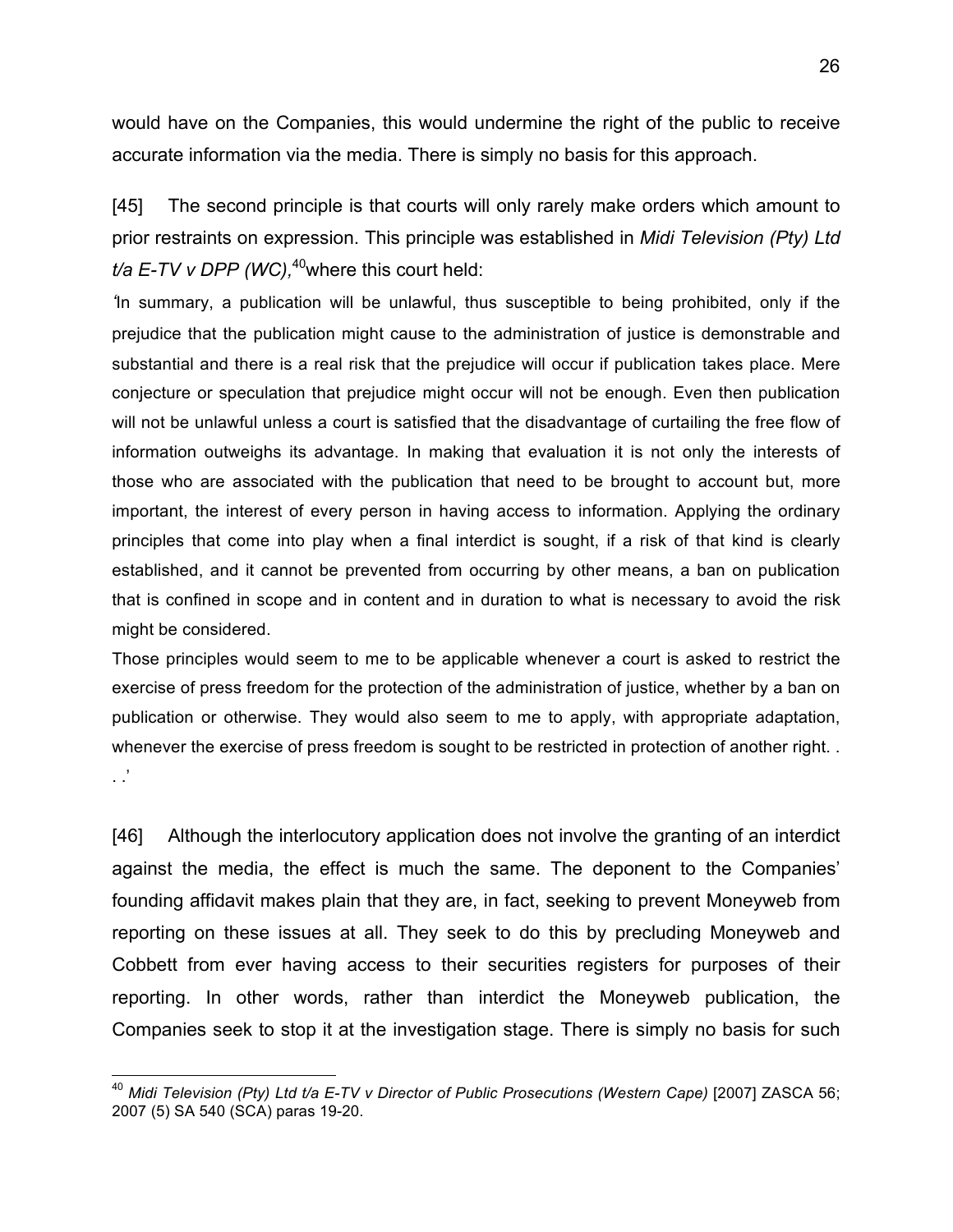would have on the Companies, this would undermine the right of the public to receive accurate information via the media. There is simply no basis for this approach.

[45] The second principle is that courts will only rarely make orders which amount to prior restraints on expression. This principle was established in *Midi Television (Pty) Ltd t/a E-TV v DPP (WC)*,[40] where this court held:

'In summary, a publication will be unlawful, thus susceptible to being prohibited, only if the prejudice that the publication might cause to the administration of justice is demonstrable and substantial and there is a real risk that the prejudice will occur if publication takes place. Mere conjecture or speculation that prejudice might occur will not be enough. Even then publication will not be unlawful unless a court is satisfied that the disadvantage of curtailing the free flow of information outweighs its advantage. In making that evaluation it is not only the interests of those who are associated with the publication that need to be brought to account but, more important, the interest of every person in having access to information. Applying the ordinary principles that come into play when a final interdict is sought, if a risk of that kind is clearly established, and it cannot be prevented from occurring by other means, a ban on publication that is confined in scope and in content and in duration to what is necessary to avoid the risk might be considered.

Those principles would seem to me to be applicable whenever a court is asked to restrict the exercise of press freedom for the protection of the administration of justice, whether by a ban on publication or otherwise. They would also seem to me to apply, with appropriate adaptation, whenever the exercise of press freedom is sought to be restricted in protection of another right. . . .'

[46] Although the interlocutory application does not involve the granting of an interdict against the media, the effect is much the same. The deponent to the Companies' founding affidavit makes plain that they are, in fact, seeking to prevent Moneyweb from reporting on these issues at all. They seek to do this by precluding Moneyweb and Cobbett from ever having access to their securities registers for purposes of their reporting. In other words, rather than interdict the Moneyweb publication, the Companies seek to stop it at the investigation stage. There is simply no basis for such

---

[40] *Midi Television (Pty) Ltd t/a E-TV v Director of Public Prosecutions (Western Cape)* [2007] ZASCA 56; 2007 (5) SA 540 (SCA) paras 19-20.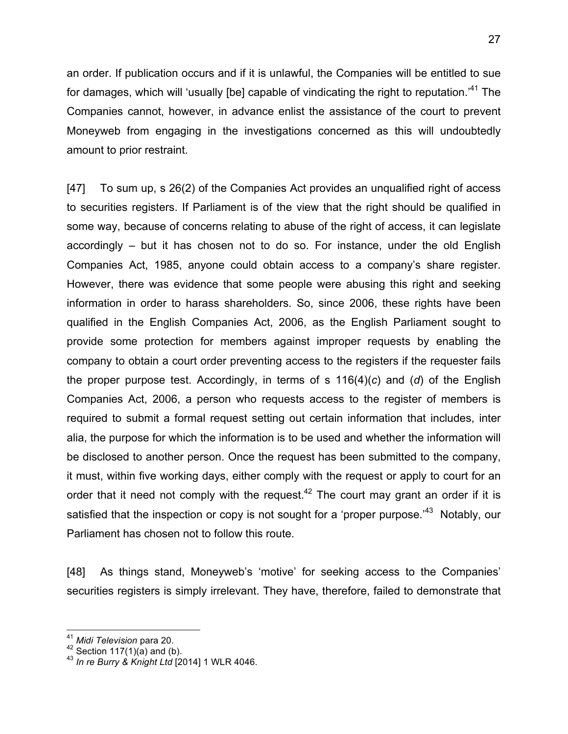an order. If publication occurs and if it is unlawful, the Companies will be entitled to sue for damages, which will 'usually [be] capable of vindicating the right to reputation.'[41] The Companies cannot, however, in advance enlist the assistance of the court to prevent Moneyweb from engaging in the investigations concerned as this will undoubtedly amount to prior restraint.

[47] To sum up, s 26(2) of the Companies Act provides an unqualified right of access to securities registers. If Parliament is of the view that the right should be qualified in some way, because of concerns relating to abuse of the right of access, it can legislate accordingly – but it has chosen not to do so. For instance, under the old English Companies Act, 1985, anyone could obtain access to a company's share register. However, there was evidence that some people were abusing this right and seeking information in order to harass shareholders. So, since 2006, these rights have been qualified in the English Companies Act, 2006, as the English Parliament sought to provide some protection for members against improper requests by enabling the company to obtain a court order preventing access to the registers if the requester fails the proper purpose test. Accordingly, in terms of s 116(4)(*c*) and (*d*) of the English Companies Act, 2006, a person who requests access to the register of members is required to submit a formal request setting out certain information that includes, inter alia, the purpose for which the information is to be used and whether the information will be disclosed to another person. Once the request has been submitted to the company, it must, within five working days, either comply with the request or apply to court for an order that it need not comply with the request.[42] The court may grant an order if it is satisfied that the inspection or copy is not sought for a 'proper purpose.'[43] Notably, our Parliament has chosen not to follow this route.

[48] As things stand, Moneyweb's 'motive' for seeking access to the Companies' securities registers is simply irrelevant. They have, therefore, failed to demonstrate that

---

[41] *Midi Television* para 20.
[42] Section 117(1)(a) and (b).
[43] *In re Burry & Knight Ltd* [2014] 1 WLR 4046.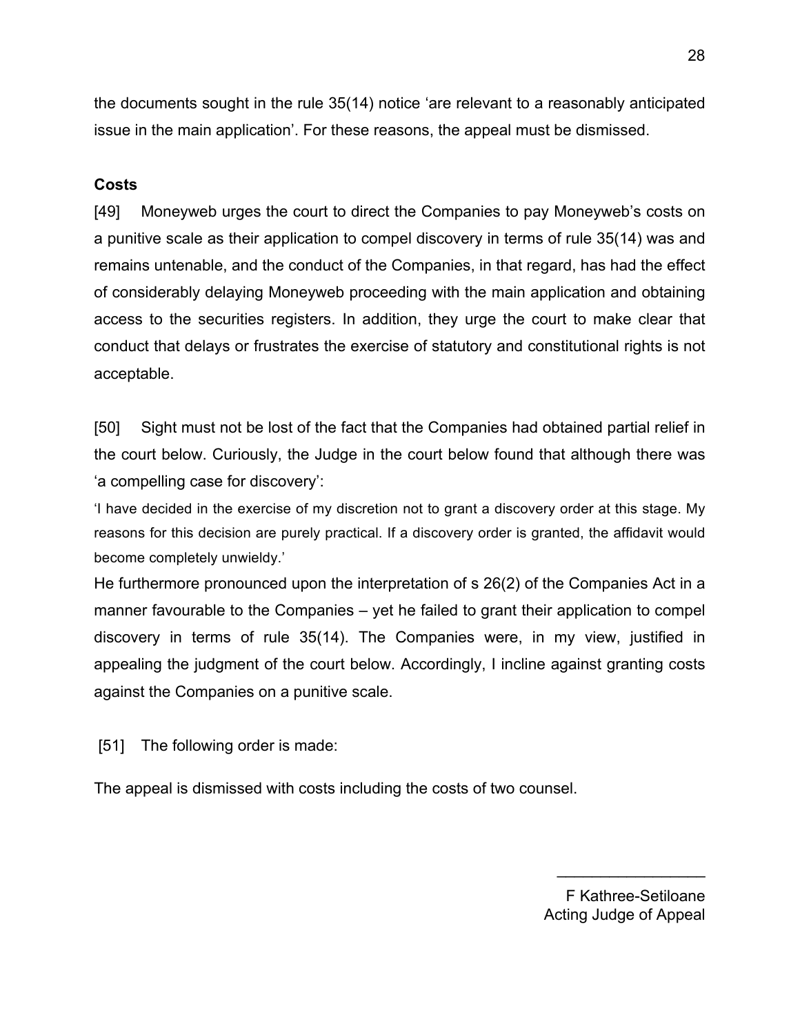the documents sought in the rule 35(14) notice 'are relevant to a reasonably anticipated issue in the main application'. For these reasons, the appeal must be dismissed.

**Costs**

[49] Moneyweb urges the court to direct the Companies to pay Moneyweb's costs on a punitive scale as their application to compel discovery in terms of rule 35(14) was and remains untenable, and the conduct of the Companies, in that regard, has had the effect of considerably delaying Moneyweb proceeding with the main application and obtaining access to the securities registers. In addition, they urge the court to make clear that conduct that delays or frustrates the exercise of statutory and constitutional rights is not acceptable.

[50] Sight must not be lost of the fact that the Companies had obtained partial relief in the court below. Curiously, the Judge in the court below found that although there was 'a compelling case for discovery':

'I have decided in the exercise of my discretion not to grant a discovery order at this stage. My reasons for this decision are purely practical. If a discovery order is granted, the affidavit would become completely unwieldy.'

He furthermore pronounced upon the interpretation of s 26(2) of the Companies Act in a manner favourable to the Companies – yet he failed to grant their application to compel discovery in terms of rule 35(14). The Companies were, in my view, justified in appealing the judgment of the court below. Accordingly, I incline against granting costs against the Companies on a punitive scale.

[51] The following order is made:

The appeal is dismissed with costs including the costs of two counsel.

\_\_\_\_\_\_\_\_\_\_\_\_\_\_\_\_\_\_

F Kathree-Setiloane
Acting Judge of Appeal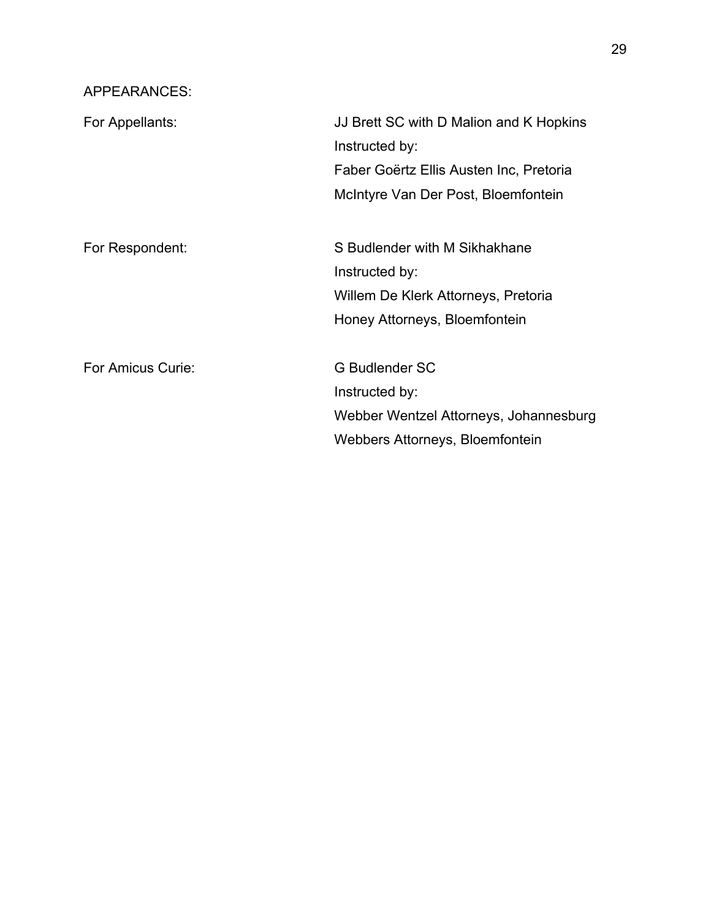APPEARANCES:

| | |
|---|---|
| For Appellants: | JJ Brett SC with D Malion and K Hopkins<br>Instructed by:<br>Faber Goërtz Ellis Austen Inc, Pretoria<br>McIntyre Van Der Post, Bloemfontein |
| For Respondent: | S Budlender with M Sikhakhane<br>Instructed by:<br>Willem De Klerk Attorneys, Pretoria<br>Honey Attorneys, Bloemfontein |
| For Amicus Curie: | G Budlender SC<br>Instructed by:<br>Webber Wentzel Attorneys, Johannesburg<br>Webbers Attorneys, Bloemfontein |